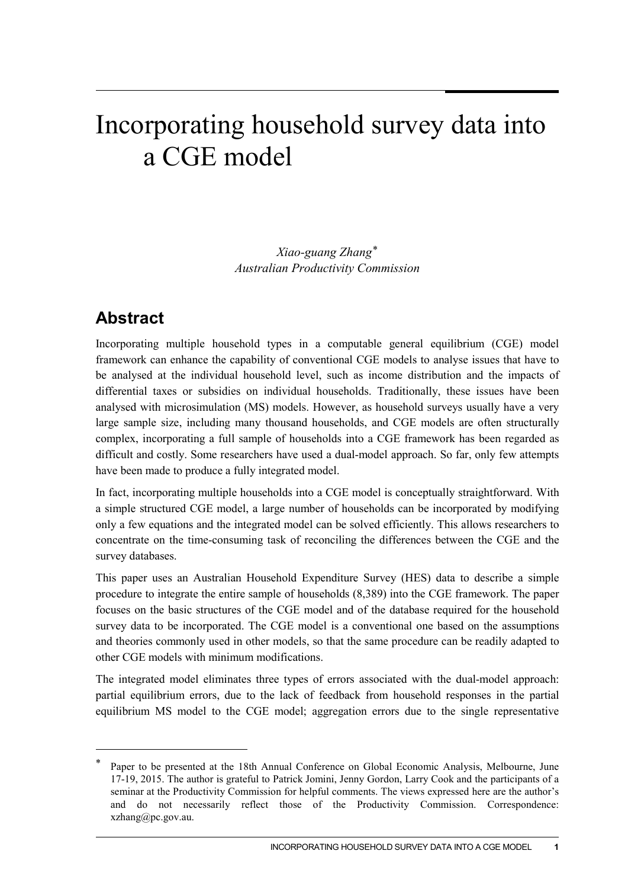# Incorporating household survey data into a CGE model

*Xiao-guang Zhang\**
*Australian Productivity Commission*

## Abstract

Incorporating multiple household types in a computable general equilibrium (CGE) model framework can enhance the capability of conventional CGE models to analyse issues that have to be analysed at the individual household level, such as income distribution and the impacts of differential taxes or subsidies on individual households. Traditionally, these issues have been analysed with microsimulation (MS) models. However, as household surveys usually have a very large sample size, including many thousand households, and CGE models are often structurally complex, incorporating a full sample of households into a CGE framework has been regarded as difficult and costly. Some researchers have used a dual-model approach. So far, only few attempts have been made to produce a fully integrated model.

In fact, incorporating multiple households into a CGE model is conceptually straightforward. With a simple structured CGE model, a large number of households can be incorporated by modifying only a few equations and the integrated model can be solved efficiently. This allows researchers to concentrate on the time-consuming task of reconciling the differences between the CGE and the survey databases.

This paper uses an Australian Household Expenditure Survey (HES) data to describe a simple procedure to integrate the entire sample of households (8,389) into the CGE framework. The paper focuses on the basic structures of the CGE model and of the database required for the household survey data to be incorporated. The CGE model is a conventional one based on the assumptions and theories commonly used in other models, so that the same procedure can be readily adapted to other CGE models with minimum modifications.

The integrated model eliminates three types of errors associated with the dual-model approach: partial equilibrium errors, due to the lack of feedback from household responses in the partial equilibrium MS model to the CGE model; aggregation errors due to the single representative

---

\* Paper to be presented at the 18th Annual Conference on Global Economic Analysis, Melbourne, June 17-19, 2015. The author is grateful to Patrick Jomini, Jenny Gordon, Larry Cook and the participants of a seminar at the Productivity Commission for helpful comments. The views expressed here are the author's and do not necessarily reflect those of the Productivity Commission. Correspondence: xzhang@pc.gov.au.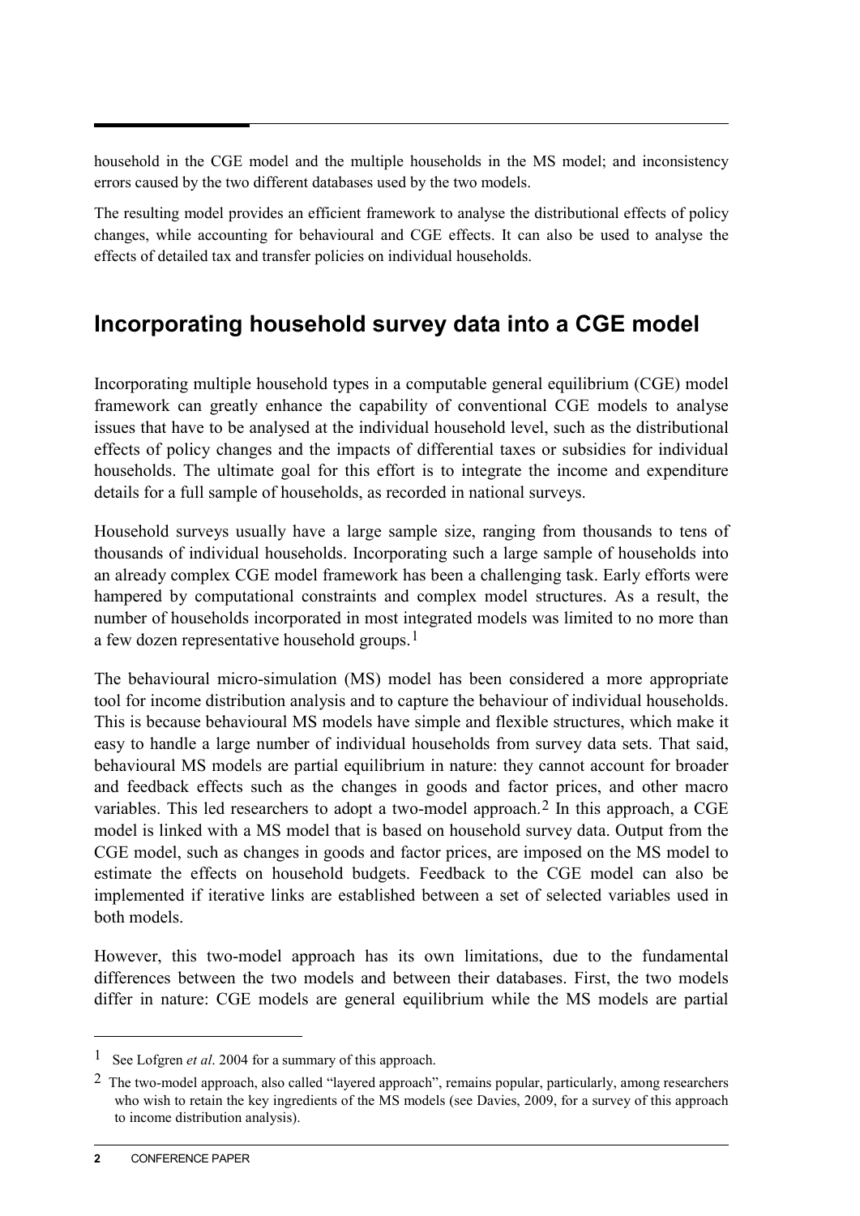household in the CGE model and the multiple households in the MS model; and inconsistency errors caused by the two different databases used by the two models.

The resulting model provides an efficient framework to analyse the distributional effects of policy changes, while accounting for behavioural and CGE effects. It can also be used to analyse the effects of detailed tax and transfer policies on individual households.

## Incorporating household survey data into a CGE model

Incorporating multiple household types in a computable general equilibrium (CGE) model framework can greatly enhance the capability of conventional CGE models to analyse issues that have to be analysed at the individual household level, such as the distributional effects of policy changes and the impacts of differential taxes or subsidies for individual households. The ultimate goal for this effort is to integrate the income and expenditure details for a full sample of households, as recorded in national surveys.

Household surveys usually have a large sample size, ranging from thousands to tens of thousands of individual households. Incorporating such a large sample of households into an already complex CGE model framework has been a challenging task. Early efforts were hampered by computational constraints and complex model structures. As a result, the number of households incorporated in most integrated models was limited to no more than a few dozen representative household groups.[1]

The behavioural micro-simulation (MS) model has been considered a more appropriate tool for income distribution analysis and to capture the behaviour of individual households. This is because behavioural MS models have simple and flexible structures, which make it easy to handle a large number of individual households from survey data sets. That said, behavioural MS models are partial equilibrium in nature: they cannot account for broader and feedback effects such as the changes in goods and factor prices, and other macro variables. This led researchers to adopt a two-model approach.[2] In this approach, a CGE model is linked with a MS model that is based on household survey data. Output from the CGE model, such as changes in goods and factor prices, are imposed on the MS model to estimate the effects on household budgets. Feedback to the CGE model can also be implemented if iterative links are established between a set of selected variables used in both models.

However, this two-model approach has its own limitations, due to the fundamental differences between the two models and between their databases. First, the two models differ in nature: CGE models are general equilibrium while the MS models are partial

---

[1] See Lofgren *et al*. 2004 for a summary of this approach.

[2] The two-model approach, also called "layered approach", remains popular, particularly, among researchers who wish to retain the key ingredients of the MS models (see Davies, 2009, for a survey of this approach to income distribution analysis).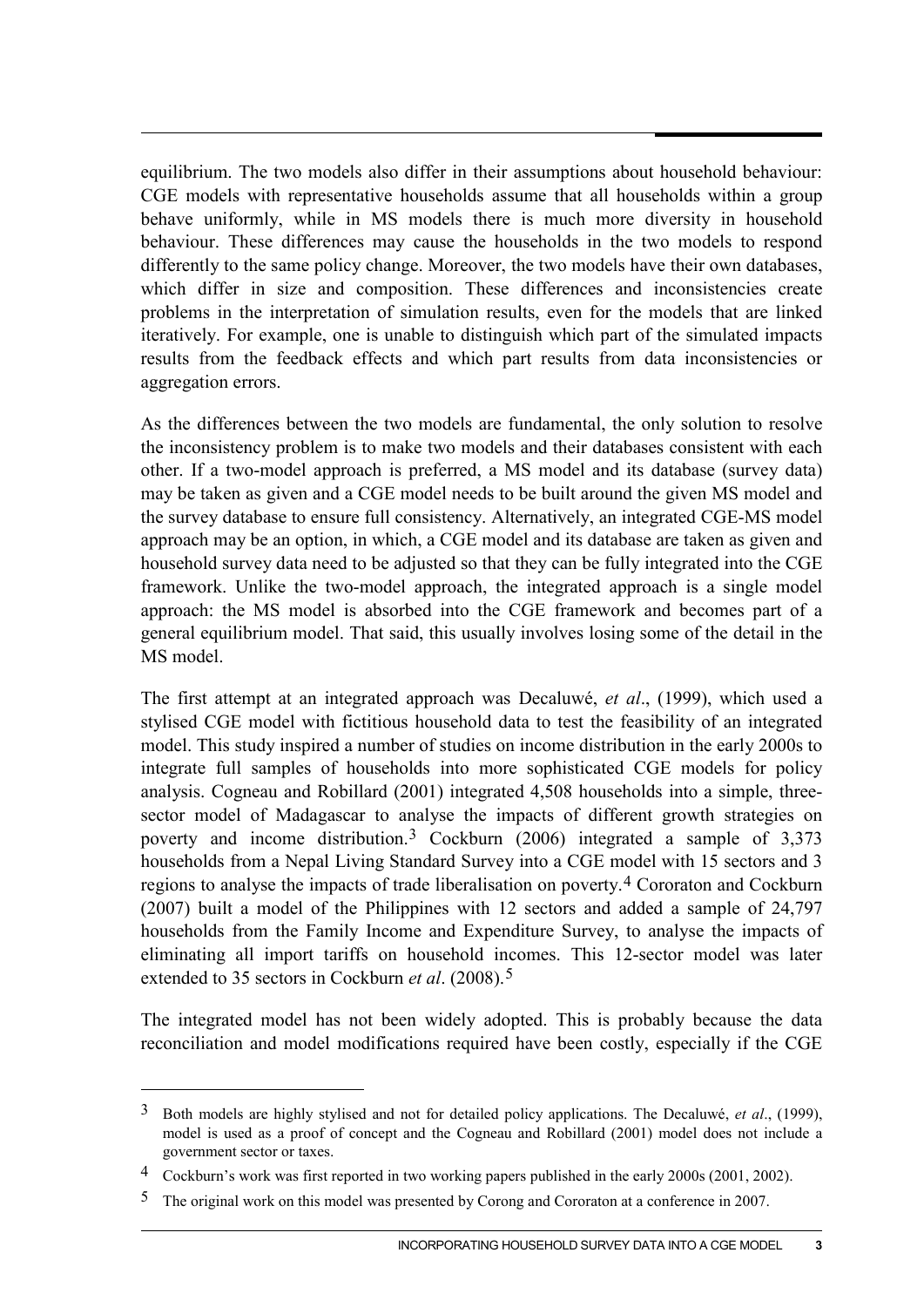equilibrium. The two models also differ in their assumptions about household behaviour: CGE models with representative households assume that all households within a group behave uniformly, while in MS models there is much more diversity in household behaviour. These differences may cause the households in the two models to respond differently to the same policy change. Moreover, the two models have their own databases, which differ in size and composition. These differences and inconsistencies create problems in the interpretation of simulation results, even for the models that are linked iteratively. For example, one is unable to distinguish which part of the simulated impacts results from the feedback effects and which part results from data inconsistencies or aggregation errors.

As the differences between the two models are fundamental, the only solution to resolve the inconsistency problem is to make two models and their databases consistent with each other. If a two-model approach is preferred, a MS model and its database (survey data) may be taken as given and a CGE model needs to be built around the given MS model and the survey database to ensure full consistency. Alternatively, an integrated CGE-MS model approach may be an option, in which, a CGE model and its database are taken as given and household survey data need to be adjusted so that they can be fully integrated into the CGE framework. Unlike the two-model approach, the integrated approach is a single model approach: the MS model is absorbed into the CGE framework and becomes part of a general equilibrium model. That said, this usually involves losing some of the detail in the MS model.

The first attempt at an integrated approach was Decaluwé, *et al*., (1999), which used a stylised CGE model with fictitious household data to test the feasibility of an integrated model. This study inspired a number of studies on income distribution in the early 2000s to integrate full samples of households into more sophisticated CGE models for policy analysis. Cogneau and Robillard (2001) integrated 4,508 households into a simple, three-sector model of Madagascar to analyse the impacts of different growth strategies on poverty and income distribution.[3] Cockburn (2006) integrated a sample of 3,373 households from a Nepal Living Standard Survey into a CGE model with 15 sectors and 3 regions to analyse the impacts of trade liberalisation on poverty.[4] Cororaton and Cockburn (2007) built a model of the Philippines with 12 sectors and added a sample of 24,797 households from the Family Income and Expenditure Survey, to analyse the impacts of eliminating all import tariffs on household incomes. This 12-sector model was later extended to 35 sectors in Cockburn *et al*. (2008).[5]

The integrated model has not been widely adopted. This is probably because the data reconciliation and model modifications required have been costly, especially if the CGE

---

[3] Both models are highly stylised and not for detailed policy applications. The Decaluwé, *et al*., (1999), model is used as a proof of concept and the Cogneau and Robillard (2001) model does not include a government sector or taxes.

[4] Cockburn's work was first reported in two working papers published in the early 2000s (2001, 2002).

[5] The original work on this model was presented by Corong and Cororaton at a conference in 2007.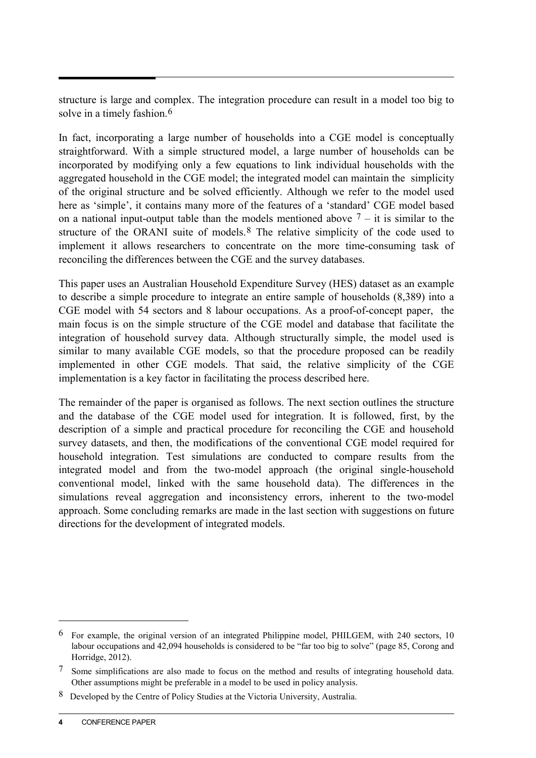structure is large and complex. The integration procedure can result in a model too big to solve in a timely fashion.[6]

In fact, incorporating a large number of households into a CGE model is conceptually straightforward. With a simple structured model, a large number of households can be incorporated by modifying only a few equations to link individual households with the aggregated household in the CGE model; the integrated model can maintain the simplicity of the original structure and be solved efficiently. Although we refer to the model used here as 'simple', it contains many more of the features of a 'standard' CGE model based on a national input-output table than the models mentioned above [7] – it is similar to the structure of the ORANI suite of models.[8] The relative simplicity of the code used to implement it allows researchers to concentrate on the more time-consuming task of reconciling the differences between the CGE and the survey databases.

This paper uses an Australian Household Expenditure Survey (HES) dataset as an example to describe a simple procedure to integrate an entire sample of households (8,389) into a CGE model with 54 sectors and 8 labour occupations. As a proof-of-concept paper, the main focus is on the simple structure of the CGE model and database that facilitate the integration of household survey data. Although structurally simple, the model used is similar to many available CGE models, so that the procedure proposed can be readily implemented in other CGE models. That said, the relative simplicity of the CGE implementation is a key factor in facilitating the process described here.

The remainder of the paper is organised as follows. The next section outlines the structure and the database of the CGE model used for integration. It is followed, first, by the description of a simple and practical procedure for reconciling the CGE and household survey datasets, and then, the modifications of the conventional CGE model required for household integration. Test simulations are conducted to compare results from the integrated model and from the two-model approach (the original single-household conventional model, linked with the same household data). The differences in the simulations reveal aggregation and inconsistency errors, inherent to the two-model approach. Some concluding remarks are made in the last section with suggestions on future directions for the development of integrated models.

---

[6] For example, the original version of an integrated Philippine model, PHILGEM, with 240 sectors, 10 labour occupations and 42,094 households is considered to be "far too big to solve" (page 85, Corong and Horridge, 2012).

[7] Some simplifications are also made to focus on the method and results of integrating household data. Other assumptions might be preferable in a model to be used in policy analysis.

[8] Developed by the Centre of Policy Studies at the Victoria University, Australia.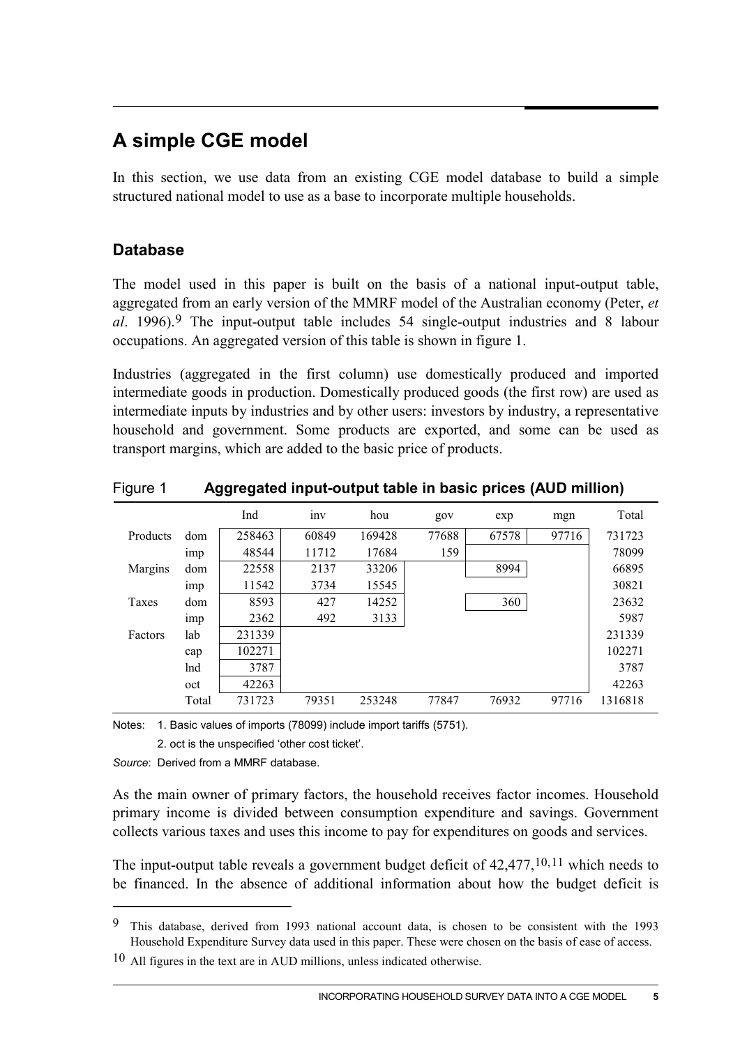# A simple CGE model

In this section, we use data from an existing CGE model database to build a simple structured national model to use as a base to incorporate multiple households.

## Database

The model used in this paper is built on the basis of a national input-output table, aggregated from an early version of the MMRF model of the Australian economy (Peter, *et al*. 1996).[9] The input-output table includes 54 single-output industries and 8 labour occupations. An aggregated version of this table is shown in figure 1.

Industries (aggregated in the first column) use domestically produced and imported intermediate goods in production. Domestically produced goods (the first row) are used as intermediate inputs by industries and by other users: investors by industry, a representative household and government. Some products are exported, and some can be used as transport margins, which are added to the basic price of products.

Figure 1 **Aggregated input-output table in basic prices (AUD million)**

| | | Ind | inv | hou | gov | exp | mgn | Total |
|---|---|---|---|---|---|---|---|---|
| Products | dom | 258463 | 60849 | 169428 | 77688 | 67578 | 97716 | 731723 |
| | imp | 48544 | 11712 | 17684 | 159 | | | 78099 |
| Margins | dom | 22558 | 2137 | 33206 | | 8994 | | 66895 |
| | imp | 11542 | 3734 | 15545 | | | | 30821 |
| Taxes | dom | 8593 | 427 | 14252 | | 360 | | 23632 |
| | imp | 2362 | 492 | 3133 | | | | 5987 |
| Factors | lab | 231339 | | | | | | 231339 |
| | cap | 102271 | | | | | | 102271 |
| | lnd | 3787 | | | | | | 3787 |
| | oct | 42263 | | | | | | 42263 |
| | Total | 731723 | 79351 | 253248 | 77847 | 76932 | 97716 | 1316818 |

Notes: 1. Basic values of imports (78099) include import tariffs (5751).

2. oct is the unspecified 'other cost ticket'.

*Source*: Derived from a MMRF database.

As the main owner of primary factors, the household receives factor incomes. Household primary income is divided between consumption expenditure and savings. Government collects various taxes and uses this income to pay for expenditures on goods and services.

The input-output table reveals a government budget deficit of 42,477,[10,11] which needs to be financed. In the absence of additional information about how the budget deficit is

---

[9] This database, derived from 1993 national account data, is chosen to be consistent with the 1993 Household Expenditure Survey data used in this paper. These were chosen on the basis of ease of access.

[10] All figures in the text are in AUD millions, unless indicated otherwise.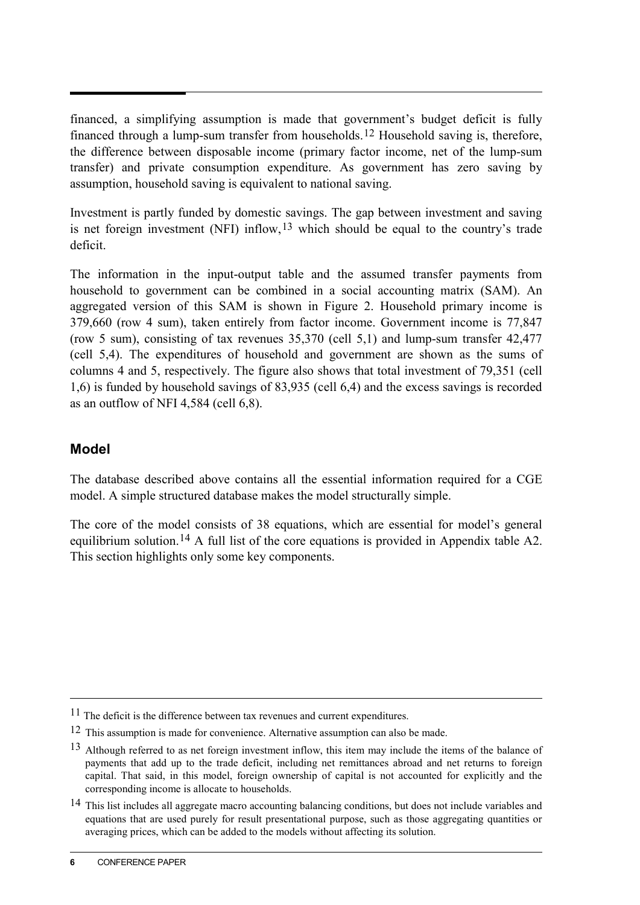financed, a simplifying assumption is made that government's budget deficit is fully financed through a lump-sum transfer from households.[12] Household saving is, therefore, the difference between disposable income (primary factor income, net of the lump-sum transfer) and private consumption expenditure. As government has zero saving by assumption, household saving is equivalent to national saving.

Investment is partly funded by domestic savings. The gap between investment and saving is net foreign investment (NFI) inflow,[13] which should be equal to the country's trade deficit.

The information in the input-output table and the assumed transfer payments from household to government can be combined in a social accounting matrix (SAM). An aggregated version of this SAM is shown in Figure 2. Household primary income is 379,660 (row 4 sum), taken entirely from factor income. Government income is 77,847 (row 5 sum), consisting of tax revenues 35,370 (cell 5,1) and lump-sum transfer 42,477 (cell 5,4). The expenditures of household and government are shown as the sums of columns 4 and 5, respectively. The figure also shows that total investment of 79,351 (cell 1,6) is funded by household savings of 83,935 (cell 6,4) and the excess savings is recorded as an outflow of NFI 4,584 (cell 6,8).

## Model

The database described above contains all the essential information required for a CGE model. A simple structured database makes the model structurally simple.

The core of the model consists of 38 equations, which are essential for model's general equilibrium solution.[14] A full list of the core equations is provided in Appendix table A2. This section highlights only some key components.

---

[11] The deficit is the difference between tax revenues and current expenditures.

[12] This assumption is made for convenience. Alternative assumption can also be made.

[13] Although referred to as net foreign investment inflow, this item may include the items of the balance of payments that add up to the trade deficit, including net remittances abroad and net returns to foreign capital. That said, in this model, foreign ownership of capital is not accounted for explicitly and the corresponding income is allocate to households.

[14] This list includes all aggregate macro accounting balancing conditions, but does not include variables and equations that are used purely for result presentational purpose, such as those aggregating quantities or averaging prices, which can be added to the models without affecting its solution.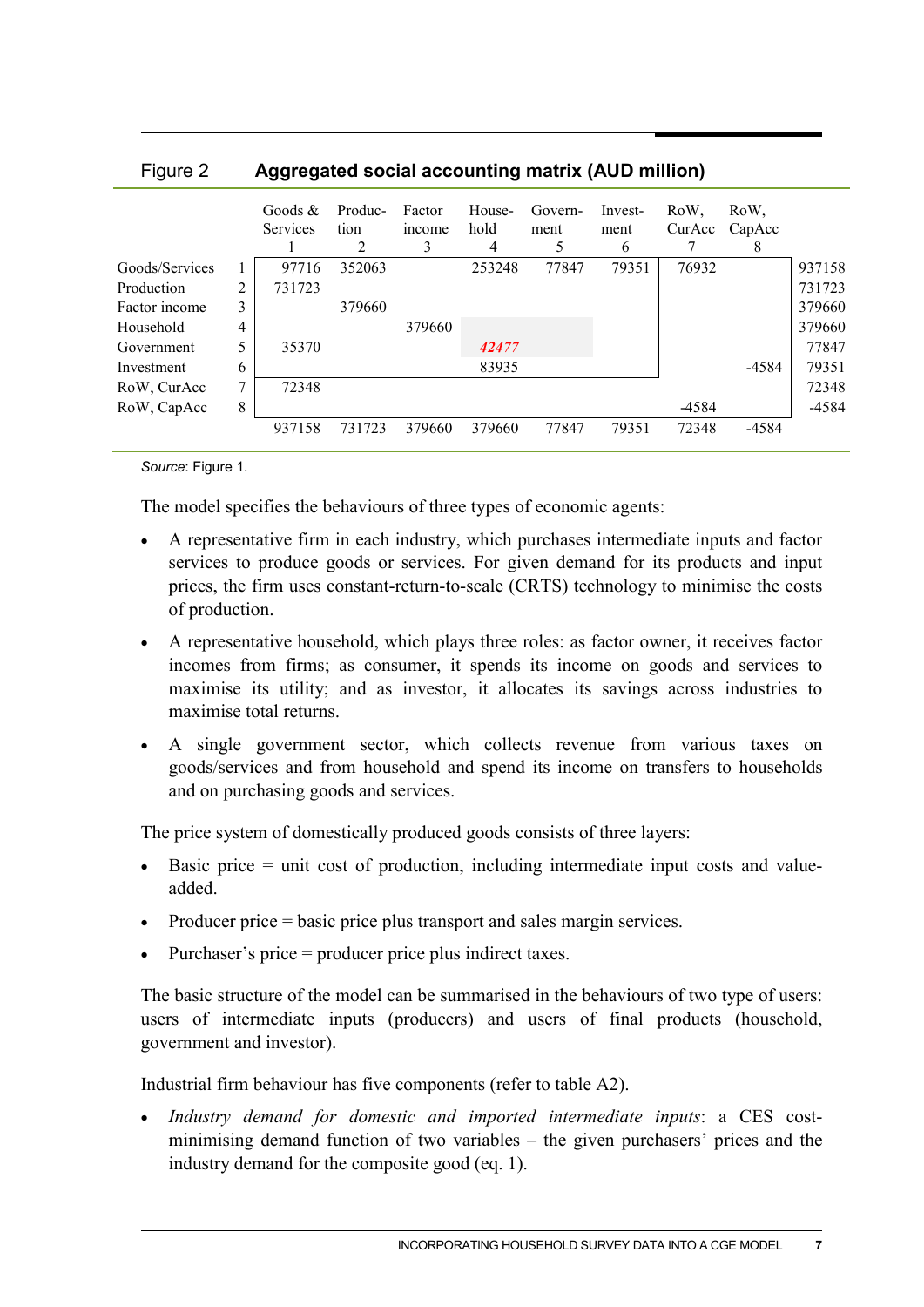Figure 2 **Aggregated social accounting matrix (AUD million)**

| | | Goods & Services 1 | Produc-tion 2 | Factor income 3 | House-hold 4 | Govern-ment 5 | Invest-ment 6 | RoW, CurAcc 7 | RoW, CapAcc 8 | |
|---|---|---|---|---|---|---|---|---|---|---|
| Goods/Services | 1 | 97716 | 352063 | | 253248 | 77847 | 79351 | 76932 | | 937158 |
| Production | 2 | 731723 | | | | | | | | 731723 |
| Factor income | 3 | | 379660 | | | | | | | 379660 |
| Household | 4 | | | 379660 | | | | | | 379660 |
| Government | 5 | 35370 | | | *42477* | | | | | 77847 |
| Investment | 6 | | | | 83935 | | | | -4584 | 79351 |
| RoW, CurAcc | 7 | 72348 | | | | | | | | 72348 |
| RoW, CapAcc | 8 | | | | | | | -4584 | | -4584 |
| | | 937158 | 731723 | 379660 | 379660 | 77847 | 79351 | 72348 | -4584 | |

*Source*: Figure 1.

The model specifies the behaviours of three types of economic agents:

- A representative firm in each industry, which purchases intermediate inputs and factor services to produce goods or services. For given demand for its products and input prices, the firm uses constant-return-to-scale (CRTS) technology to minimise the costs of production.
- A representative household, which plays three roles: as factor owner, it receives factor incomes from firms; as consumer, it spends its income on goods and services to maximise its utility; and as investor, it allocates its savings across industries to maximise total returns.
- A single government sector, which collects revenue from various taxes on goods/services and from household and spend its income on transfers to households and on purchasing goods and services.

The price system of domestically produced goods consists of three layers:

- Basic price = unit cost of production, including intermediate input costs and value-added.
- Producer price = basic price plus transport and sales margin services.
- Purchaser's price = producer price plus indirect taxes.

The basic structure of the model can be summarised in the behaviours of two type of users: users of intermediate inputs (producers) and users of final products (household, government and investor).

Industrial firm behaviour has five components (refer to table A2).

- *Industry demand for domestic and imported intermediate inputs*: a CES cost-minimising demand function of two variables – the given purchasers' prices and the industry demand for the composite good (eq. 1).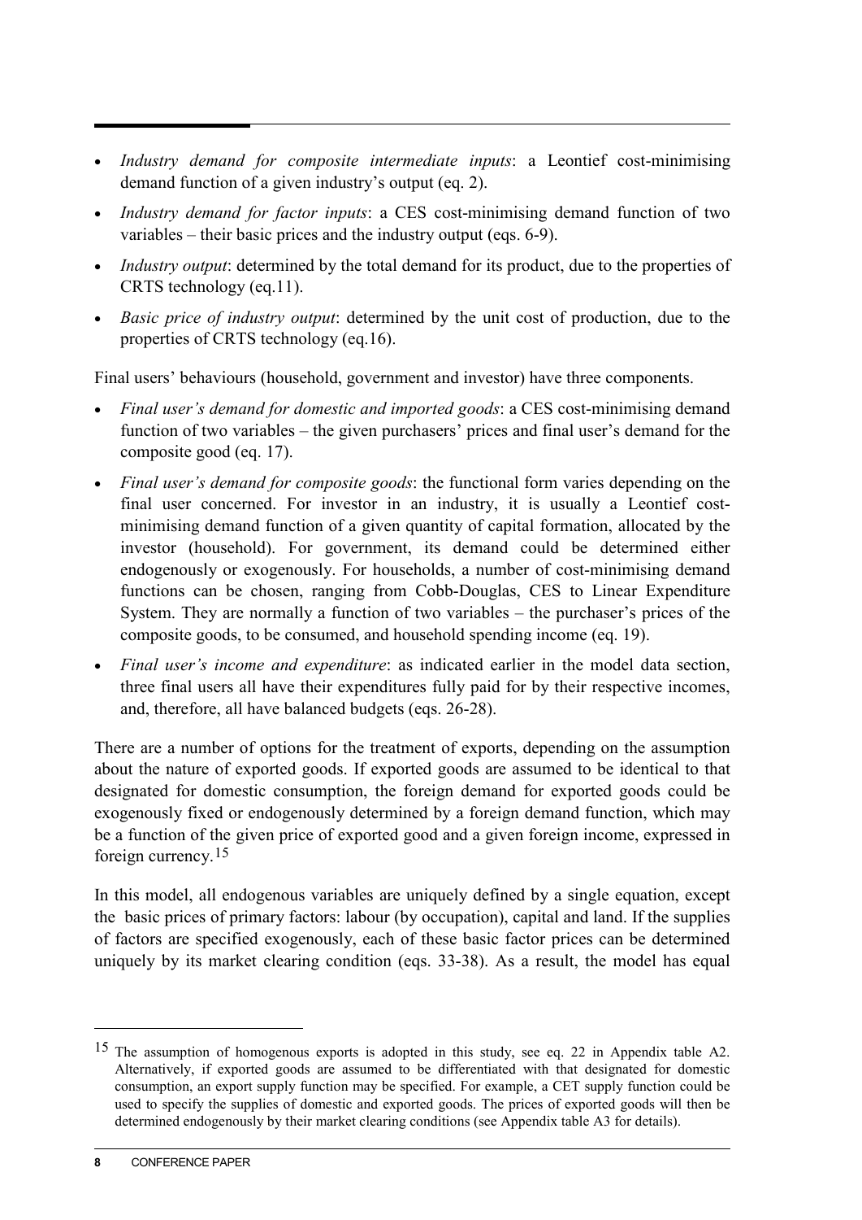- *Industry demand for composite intermediate inputs*: a Leontief cost-minimising demand function of a given industry's output (eq. 2).
- *Industry demand for factor inputs*: a CES cost-minimising demand function of two variables – their basic prices and the industry output (eqs. 6-9).
- *Industry output*: determined by the total demand for its product, due to the properties of CRTS technology (eq.11).
- *Basic price of industry output*: determined by the unit cost of production, due to the properties of CRTS technology (eq.16).

Final users' behaviours (household, government and investor) have three components.

- *Final user's demand for domestic and imported goods*: a CES cost-minimising demand function of two variables – the given purchasers' prices and final user's demand for the composite good (eq. 17).
- *Final user's demand for composite goods*: the functional form varies depending on the final user concerned. For investor in an industry, it is usually a Leontief cost-minimising demand function of a given quantity of capital formation, allocated by the investor (household). For government, its demand could be determined either endogenously or exogenously. For households, a number of cost-minimising demand functions can be chosen, ranging from Cobb-Douglas, CES to Linear Expenditure System. They are normally a function of two variables – the purchaser's prices of the composite goods, to be consumed, and household spending income (eq. 19).
- *Final user's income and expenditure*: as indicated earlier in the model data section, three final users all have their expenditures fully paid for by their respective incomes, and, therefore, all have balanced budgets (eqs. 26-28).

There are a number of options for the treatment of exports, depending on the assumption about the nature of exported goods. If exported goods are assumed to be identical to that designated for domestic consumption, the foreign demand for exported goods could be exogenously fixed or endogenously determined by a foreign demand function, which may be a function of the given price of exported good and a given foreign income, expressed in foreign currency.[15]

In this model, all endogenous variables are uniquely defined by a single equation, except the basic prices of primary factors: labour (by occupation), capital and land. If the supplies of factors are specified exogenously, each of these basic factor prices can be determined uniquely by its market clearing condition (eqs. 33-38). As a result, the model has equal

---

[15] The assumption of homogenous exports is adopted in this study, see eq. 22 in Appendix table A2. Alternatively, if exported goods are assumed to be differentiated with that designated for domestic consumption, an export supply function may be specified. For example, a CET supply function could be used to specify the supplies of domestic and exported goods. The prices of exported goods will then be determined endogenously by their market clearing conditions (see Appendix table A3 for details).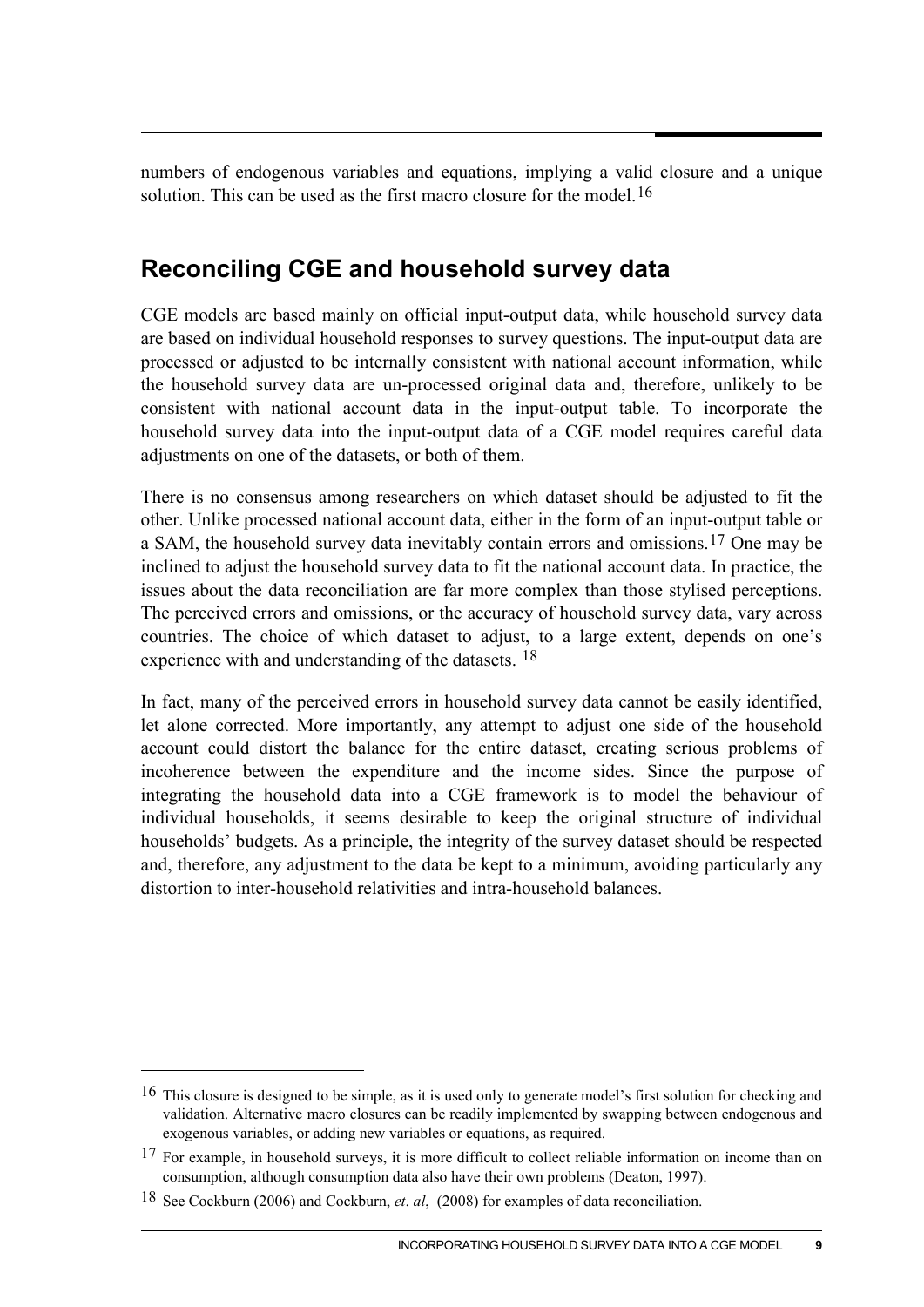numbers of endogenous variables and equations, implying a valid closure and a unique solution. This can be used as the first macro closure for the model.[16]

## Reconciling CGE and household survey data

CGE models are based mainly on official input-output data, while household survey data are based on individual household responses to survey questions. The input-output data are processed or adjusted to be internally consistent with national account information, while the household survey data are un-processed original data and, therefore, unlikely to be consistent with national account data in the input-output table. To incorporate the household survey data into the input-output data of a CGE model requires careful data adjustments on one of the datasets, or both of them.

There is no consensus among researchers on which dataset should be adjusted to fit the other. Unlike processed national account data, either in the form of an input-output table or a SAM, the household survey data inevitably contain errors and omissions.[17] One may be inclined to adjust the household survey data to fit the national account data. In practice, the issues about the data reconciliation are far more complex than those stylised perceptions. The perceived errors and omissions, or the accuracy of household survey data, vary across countries. The choice of which dataset to adjust, to a large extent, depends on one's experience with and understanding of the datasets. [18]

In fact, many of the perceived errors in household survey data cannot be easily identified, let alone corrected. More importantly, any attempt to adjust one side of the household account could distort the balance for the entire dataset, creating serious problems of incoherence between the expenditure and the income sides. Since the purpose of integrating the household data into a CGE framework is to model the behaviour of individual households, it seems desirable to keep the original structure of individual households' budgets. As a principle, the integrity of the survey dataset should be respected and, therefore, any adjustment to the data be kept to a minimum, avoiding particularly any distortion to inter-household relativities and intra-household balances.

---

[16] This closure is designed to be simple, as it is used only to generate model's first solution for checking and validation. Alternative macro closures can be readily implemented by swapping between endogenous and exogenous variables, or adding new variables or equations, as required.

[17] For example, in household surveys, it is more difficult to collect reliable information on income than on consumption, although consumption data also have their own problems (Deaton, 1997).

[18] See Cockburn (2006) and Cockburn, *et. al*, (2008) for examples of data reconciliation.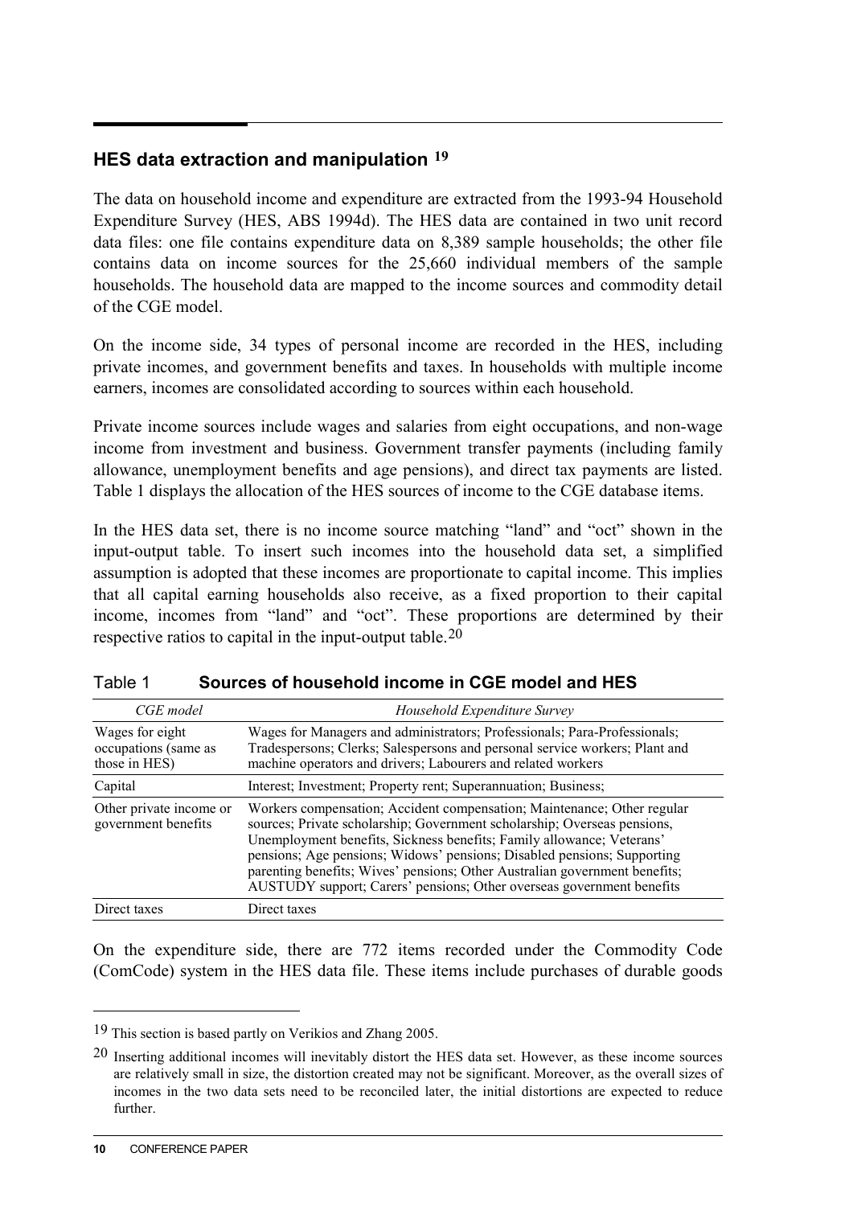## HES data extraction and manipulation [19]

The data on household income and expenditure are extracted from the 1993-94 Household Expenditure Survey (HES, ABS 1994d). The HES data are contained in two unit record data files: one file contains expenditure data on 8,389 sample households; the other file contains data on income sources for the 25,660 individual members of the sample households. The household data are mapped to the income sources and commodity detail of the CGE model.

On the income side, 34 types of personal income are recorded in the HES, including private incomes, and government benefits and taxes. In households with multiple income earners, incomes are consolidated according to sources within each household.

Private income sources include wages and salaries from eight occupations, and non-wage income from investment and business. Government transfer payments (including family allowance, unemployment benefits and age pensions), and direct tax payments are listed. Table 1 displays the allocation of the HES sources of income to the CGE database items.

In the HES data set, there is no income source matching "land" and "oct" shown in the input-output table. To insert such incomes into the household data set, a simplified assumption is adopted that these incomes are proportionate to capital income. This implies that all capital earning households also receive, as a fixed proportion to their capital income, incomes from "land" and "oct". These proportions are determined by their respective ratios to capital in the input-output table.[20]

Table 1 **Sources of household income in CGE model and HES**

| *CGE model* | *Household Expenditure Survey* |
|---|---|
| Wages for eight occupations (same as those in HES) | Wages for Managers and administrators; Professionals; Para-Professionals; Tradespersons; Clerks; Salespersons and personal service workers; Plant and machine operators and drivers; Labourers and related workers |
| Capital | Interest; Investment; Property rent; Superannuation; Business; |
| Other private income or government benefits | Workers compensation; Accident compensation; Maintenance; Other regular sources; Private scholarship; Government scholarship; Overseas pensions, Unemployment benefits, Sickness benefits; Family allowance; Veterans' pensions; Age pensions; Widows' pensions; Disabled pensions; Supporting parenting benefits; Wives' pensions; Other Australian government benefits; AUSTUDY support; Carers' pensions; Other overseas government benefits |
| Direct taxes | Direct taxes |

On the expenditure side, there are 772 items recorded under the Commodity Code (ComCode) system in the HES data file. These items include purchases of durable goods

---

[19] This section is based partly on Verikios and Zhang 2005.

[20] Inserting additional incomes will inevitably distort the HES data set. However, as these income sources are relatively small in size, the distortion created may not be significant. Moreover, as the overall sizes of incomes in the two data sets need to be reconciled later, the initial distortions are expected to reduce further.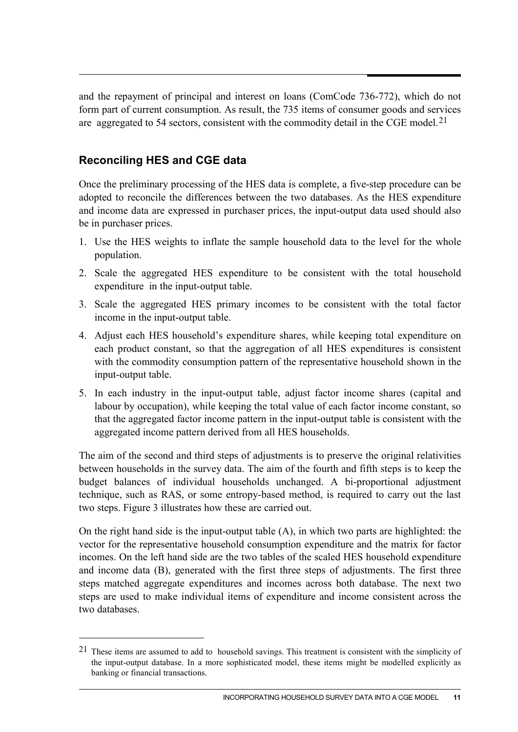and the repayment of principal and interest on loans (ComCode 736-772), which do not form part of current consumption. As result, the 735 items of consumer goods and services are aggregated to 54 sectors, consistent with the commodity detail in the CGE model.[21]

## Reconciling HES and CGE data

Once the preliminary processing of the HES data is complete, a five-step procedure can be adopted to reconcile the differences between the two databases. As the HES expenditure and income data are expressed in purchaser prices, the input-output data used should also be in purchaser prices.

1. Use the HES weights to inflate the sample household data to the level for the whole population.
2. Scale the aggregated HES expenditure to be consistent with the total household expenditure in the input-output table.
3. Scale the aggregated HES primary incomes to be consistent with the total factor income in the input-output table.
4. Adjust each HES household's expenditure shares, while keeping total expenditure on each product constant, so that the aggregation of all HES expenditures is consistent with the commodity consumption pattern of the representative household shown in the input-output table.
5. In each industry in the input-output table, adjust factor income shares (capital and labour by occupation), while keeping the total value of each factor income constant, so that the aggregated factor income pattern in the input-output table is consistent with the aggregated income pattern derived from all HES households.

The aim of the second and third steps of adjustments is to preserve the original relativities between households in the survey data. The aim of the fourth and fifth steps is to keep the budget balances of individual households unchanged. A bi-proportional adjustment technique, such as RAS, or some entropy-based method, is required to carry out the last two steps. Figure 3 illustrates how these are carried out.

On the right hand side is the input-output table (A), in which two parts are highlighted: the vector for the representative household consumption expenditure and the matrix for factor incomes. On the left hand side are the two tables of the scaled HES household expenditure and income data (B), generated with the first three steps of adjustments. The first three steps matched aggregate expenditures and incomes across both database. The next two steps are used to make individual items of expenditure and income consistent across the two databases.

[21] These items are assumed to add to household savings. This treatment is consistent with the simplicity of the input-output database. In a more sophisticated model, these items might be modelled explicitly as banking or financial transactions.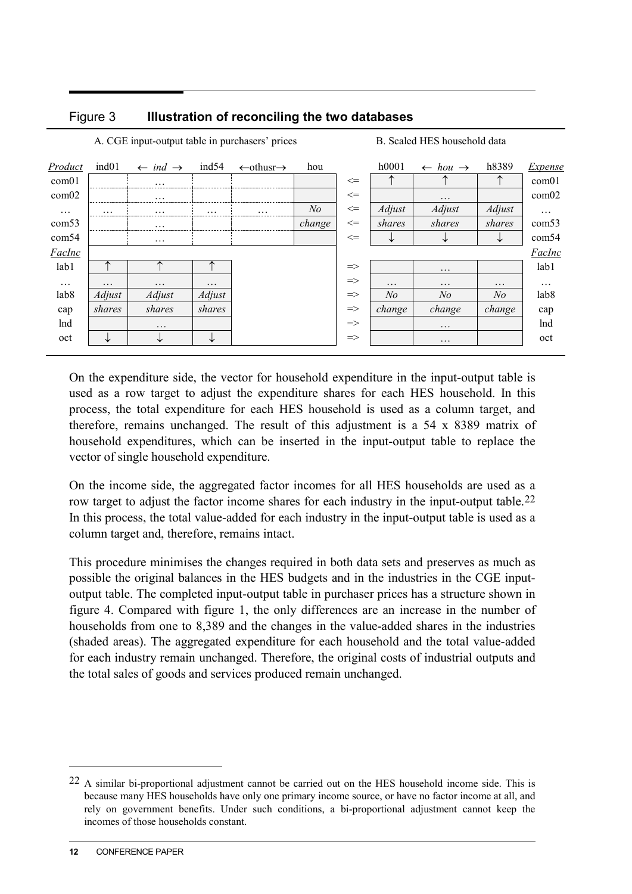## Figure 3 **Illustration of reconciling the two databases**

A. CGE input-output table in purchasers' prices | B. Scaled HES household data

| *Product* | ind01 | ← *ind* → | ind54 | ←othusr→ | hou | | h0001 | ← *hou* → | h8389 | *Expense* |
|---|---|---|---|---|---|---|---|---|---|---|
| com01 | | … | | | | <= | ↑ | ↑ | ↑ | com01 |
| com02 | | … | | | | <= | | … | | com02 |
| … | … | … | … | … | *No* | <= | *Adjust* | *Adjust* | *Adjust* | … |
| com53 | | … | | | *change* | <= | *shares* | *shares* | *shares* | com53 |
| com54 | | … | | | | <= | ↓ | ↓ | ↓ | com54 |
| *FacInc* | | | | | | | | | | *FacInc* |
| lab1 | ↑ | ↑ | ↑ | | | => | | … | | lab1 |
| … | … | … | … | | | => | … | … | … | … |
| lab8 | *Adjust* | *Adjust* | *Adjust* | | | => | *No* | *No* | *No* | lab8 |
| cap | *shares* | *shares* | *shares* | | | => | *change* | *change* | *change* | cap |
| lnd | | … | | | | => | | … | | lnd |
| oct | ↓ | ↓ | ↓ | | | => | | … | | oct |

On the expenditure side, the vector for household expenditure in the input-output table is used as a row target to adjust the expenditure shares for each HES household. In this process, the total expenditure for each HES household is used as a column target, and therefore, remains unchanged. The result of this adjustment is a 54 x 8389 matrix of household expenditures, which can be inserted in the input-output table to replace the vector of single household expenditure.

On the income side, the aggregated factor incomes for all HES households are used as a row target to adjust the factor income shares for each industry in the input-output table.[22] In this process, the total value-added for each industry in the input-output table is used as a column target and, therefore, remains intact.

This procedure minimises the changes required in both data sets and preserves as much as possible the original balances in the HES budgets and in the industries in the CGE input-output table. The completed input-output table in purchaser prices has a structure shown in figure 4. Compared with figure 1, the only differences are an increase in the number of households from one to 8,389 and the changes in the value-added shares in the industries (shaded areas). The aggregated expenditure for each household and the total value-added for each industry remain unchanged. Therefore, the original costs of industrial outputs and the total sales of goods and services produced remain unchanged.

---

[22] A similar bi-proportional adjustment cannot be carried out on the HES household income side. This is because many HES households have only one primary income source, or have no factor income at all, and rely on government benefits. Under such conditions, a bi-proportional adjustment cannot keep the incomes of those households constant.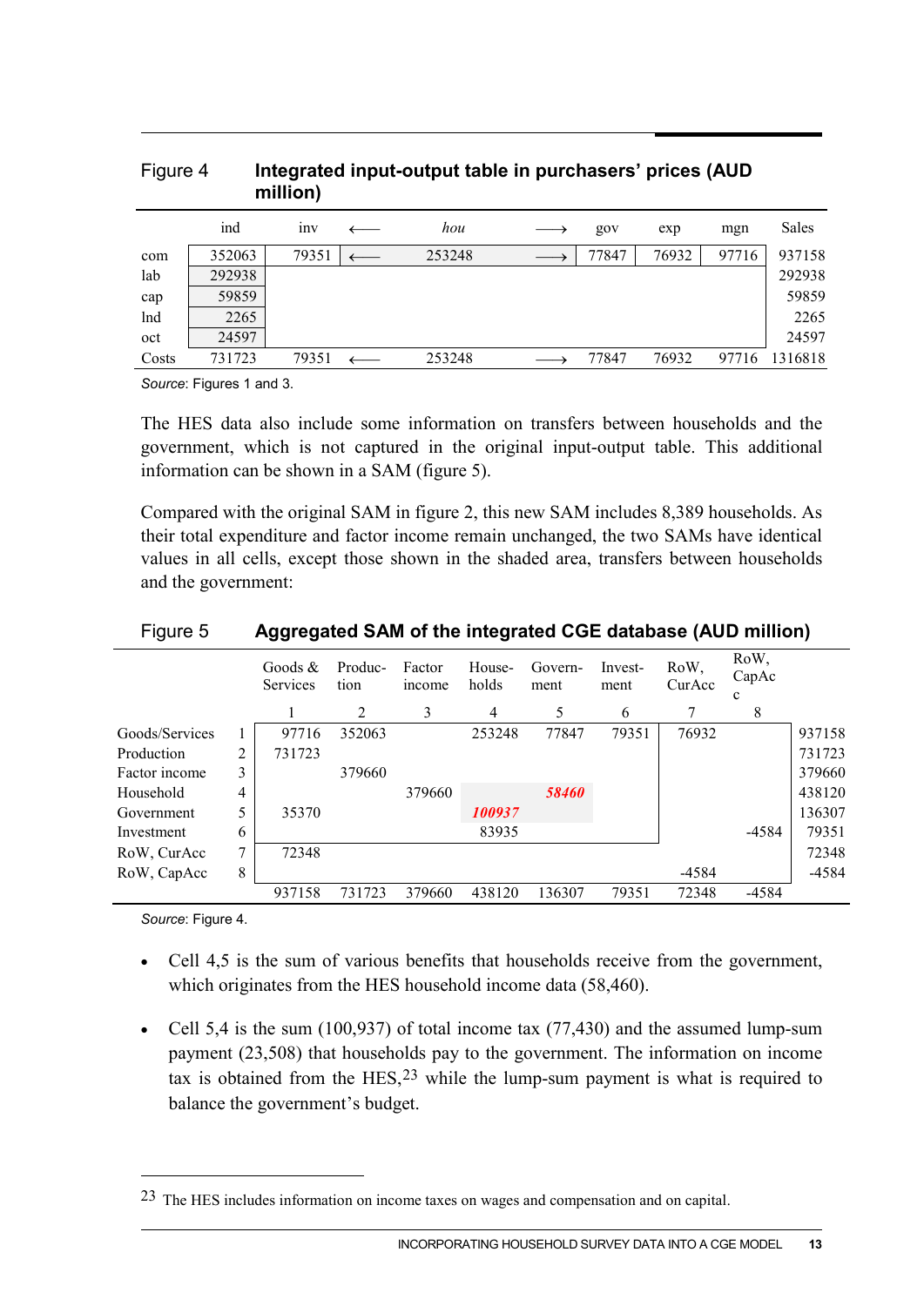Figure 4 **Integrated input-output table in purchasers' prices (AUD million)**

| | ind | inv | ⟵ | *hou* | ⟶ | gov | exp | mgn | Sales |
|---|---|---|---|---|---|---|---|---|---|
| com | 352063 | 79351 | ⟵ | 253248 | ⟶ | 77847 | 76932 | 97716 | 937158 |
| lab | 292938 | | | | | | | | 292938 |
| cap | 59859 | | | | | | | | 59859 |
| lnd | 2265 | | | | | | | | 2265 |
| oct | 24597 | | | | | | | | 24597 |
| Costs | 731723 | 79351 | ⟵ | 253248 | ⟶ | 77847 | 76932 | 97716 | 1316818 |

*Source*: Figures 1 and 3.

The HES data also include some information on transfers between households and the government, which is not captured in the original input-output table. This additional information can be shown in a SAM (figure 5).

Compared with the original SAM in figure 2, this new SAM includes 8,389 households. As their total expenditure and factor income remain unchanged, the two SAMs have identical values in all cells, except those shown in the shaded area, transfers between households and the government:

Figure 5 **Aggregated SAM of the integrated CGE database (AUD million)**

| | | Goods & Services | Produc-tion | Factor income | House-holds | Govern-ment | Invest-ment | RoW, CurAcc | RoW, CapAcc | |
|---|---|---|---|---|---|---|---|---|---|---|
| | | 1 | 2 | 3 | 4 | 5 | 6 | 7 | 8 | |
| Goods/Services | 1 | 97716 | 352063 | | 253248 | 77847 | 79351 | 76932 | | 937158 |
| Production | 2 | 731723 | | | | | | | | 731723 |
| Factor income | 3 | | 379660 | | | | | | | 379660 |
| Household | 4 | | | 379660 | | ***58460*** | | | | 438120 |
| Government | 5 | 35370 | | | ***100937*** | | | | | 136307 |
| Investment | 6 | | | | 83935 | | | | -4584 | 79351 |
| RoW, CurAcc | 7 | 72348 | | | | | | | | 72348 |
| RoW, CapAcc | 8 | | | | | | | -4584 | | -4584 |
| | | 937158 | 731723 | 379660 | 438120 | 136307 | 79351 | 72348 | -4584 | |

*Source*: Figure 4.

- Cell 4,5 is the sum of various benefits that households receive from the government, which originates from the HES household income data (58,460).
- Cell 5,4 is the sum (100,937) of total income tax (77,430) and the assumed lump-sum payment (23,508) that households pay to the government. The information on income tax is obtained from the HES,[23] while the lump-sum payment is what is required to balance the government's budget.

[23] The HES includes information on income taxes on wages and compensation and on capital.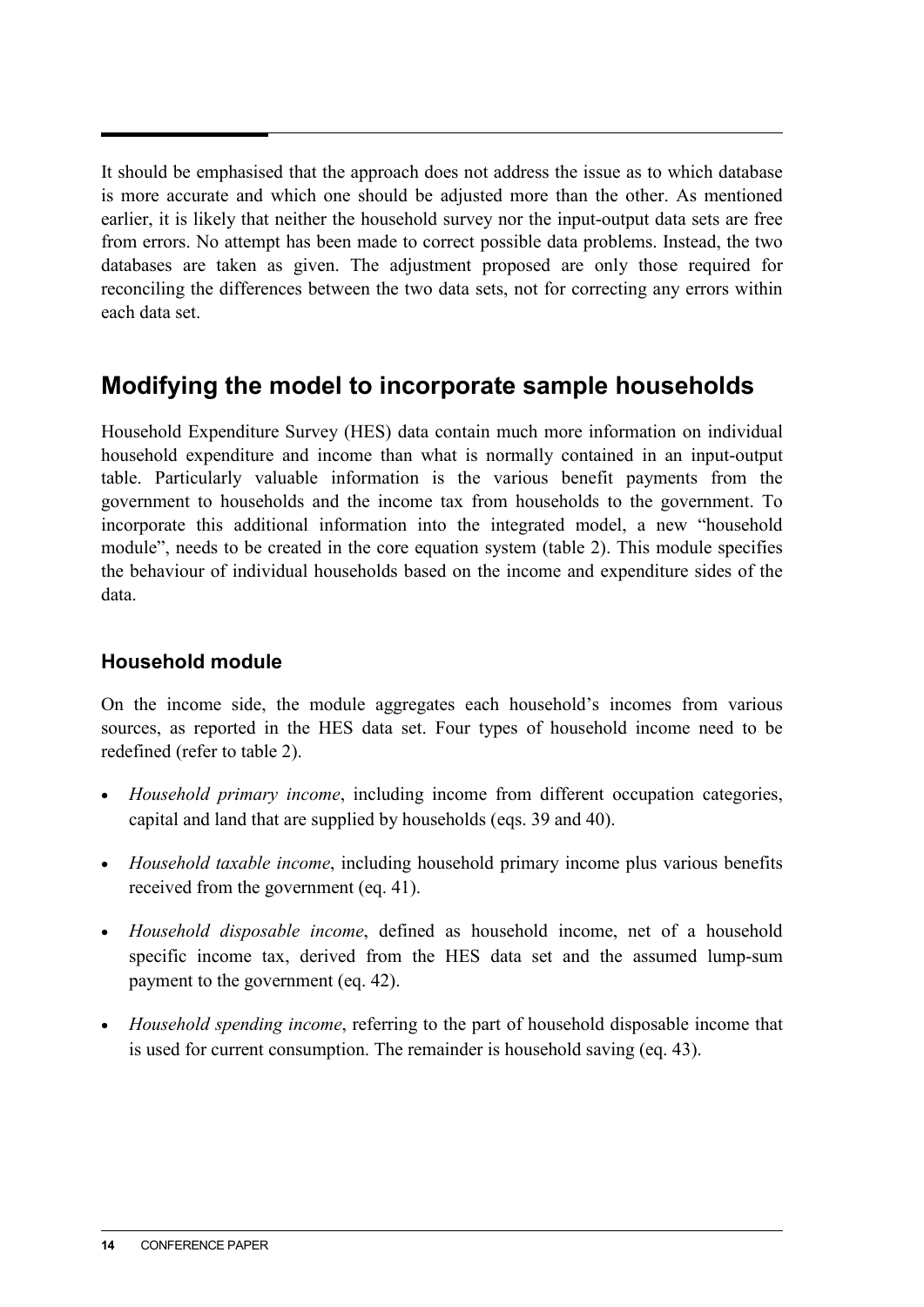It should be emphasised that the approach does not address the issue as to which database is more accurate and which one should be adjusted more than the other. As mentioned earlier, it is likely that neither the household survey nor the input-output data sets are free from errors. No attempt has been made to correct possible data problems. Instead, the two databases are taken as given. The adjustment proposed are only those required for reconciling the differences between the two data sets, not for correcting any errors within each data set.

## Modifying the model to incorporate sample households

Household Expenditure Survey (HES) data contain much more information on individual household expenditure and income than what is normally contained in an input-output table. Particularly valuable information is the various benefit payments from the government to households and the income tax from households to the government. To incorporate this additional information into the integrated model, a new "household module", needs to be created in the core equation system (table 2). This module specifies the behaviour of individual households based on the income and expenditure sides of the data.

### Household module

On the income side, the module aggregates each household's incomes from various sources, as reported in the HES data set. Four types of household income need to be redefined (refer to table 2).

- *Household primary income*, including income from different occupation categories, capital and land that are supplied by households (eqs. 39 and 40).
- *Household taxable income*, including household primary income plus various benefits received from the government (eq. 41).
- *Household disposable income*, defined as household income, net of a household specific income tax, derived from the HES data set and the assumed lump-sum payment to the government (eq. 42).
- *Household spending income*, referring to the part of household disposable income that is used for current consumption. The remainder is household saving (eq. 43).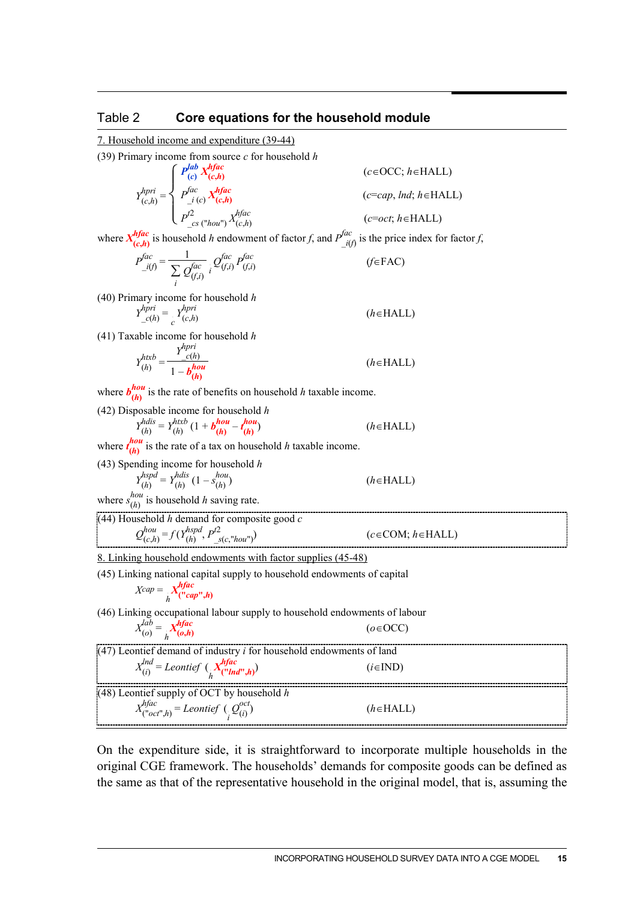Table 2 **Core equations for the household module**

7. Household income and expenditure (39-44)

(39) Primary income from source $c$ for household $h$

$$Y^{hpri}_{(c,h)} = \begin{cases} P^{lab}_{(c)} \, X^{hfac}_{(c,h)} & (c \in \text{OCC};\ h \in \text{HALL}) \\ P^{fac}_{\_i\,(c)} \, X^{hfac}_{(c,h)} & (c = cap,\ lnd;\ h \in \text{HALL}) \\ P^{t2}_{\_cs\,(\text{"}hou\text{"})} \, X^{hfac}_{(c,h)} & (c = oct;\ h \in \text{HALL}) \end{cases}$$

where $X^{hfac}_{(c,h)}$ is household $h$ endowment of factor $f$, and $P^{fac}_{\_i(f)}$ is the price index for factor $f$,

$$P^{fac}_{\_i(f)} = \frac{1}{\sum_i Q^{fac}_{(f,i)}} \sum_i Q^{fac}_{(f,i)} \, P^{fac}_{(f,i)} \qquad (f \in \text{FAC})$$

(40) Primary income for household $h$

$$Y^{hpri}_{\_c(h)} = \sum_c Y^{hpri}_{(c,h)} \qquad (h \in \text{HALL})$$

(41) Taxable income for household $h$

$$Y^{htxb}_{(h)} = \frac{Y^{hpri}_{\_c(h)}}{1 - b^{hou}_{(h)}} \qquad (h \in \text{HALL})$$

where $b^{hou}_{(h)}$ is the rate of benefits on household $h$ taxable income.

(42) Disposable income for household $h$

$$Y^{hdis}_{(h)} = Y^{htxb}_{(h)} \left(1 + b^{hou}_{(h)} - t^{hou}_{(h)}\right) \qquad (h \in \text{HALL})$$

where $t^{hou}_{(h)}$ is the rate of a tax on household $h$ taxable income.

(43) Spending income for household $h$

$$Y^{hspd}_{(h)} = Y^{hdis}_{(h)} \left(1 - s^{hou}_{(h)}\right) \qquad (h \in \text{HALL})$$

where $s^{hou}_{(h)}$ is household $h$ saving rate.

(44) Household $h$ demand for composite good $c$

$$Q^{hou}_{(c,h)} = f\left(Y^{hspd}_{(h)},\ P^{t2}_{\_s(c,\text{"}hou\text{"})}\right) \qquad (c \in \text{COM};\ h \in \text{HALL})$$

8. Linking household endowments with factor supplies (45-48)

(45) Linking national capital supply to household endowments of capital

$$Xcap = \sum_h X^{hfac}_{(\text{"}cap\text{"},h)}$$

(46) Linking occupational labour supply to household endowments of labour

$$X^{lab}_{(o)} = \sum_h X^{hfac}_{(o,h)} \qquad (o \in \text{OCC})$$

(47) Leontief demand of industry $i$ for household endowments of land

$$X^{lnd}_{(i)} = Leontief\left(\sum_h X^{hfac}_{(\text{"}lnd\text{"},h)}\right) \qquad (i \in \text{IND})$$

(48) Leontief supply of OCT by household $h$

$$X^{hfac}_{(\text{"}oct\text{"},h)} = Leontief\left(\sum_i Q^{oct}_{(i)}\right) \qquad (h \in \text{HALL})$$

On the expenditure side, it is straightforward to incorporate multiple households in the original CGE framework. The households' demands for composite goods can be defined as the same as that of the representative household in the original model, that is, assuming the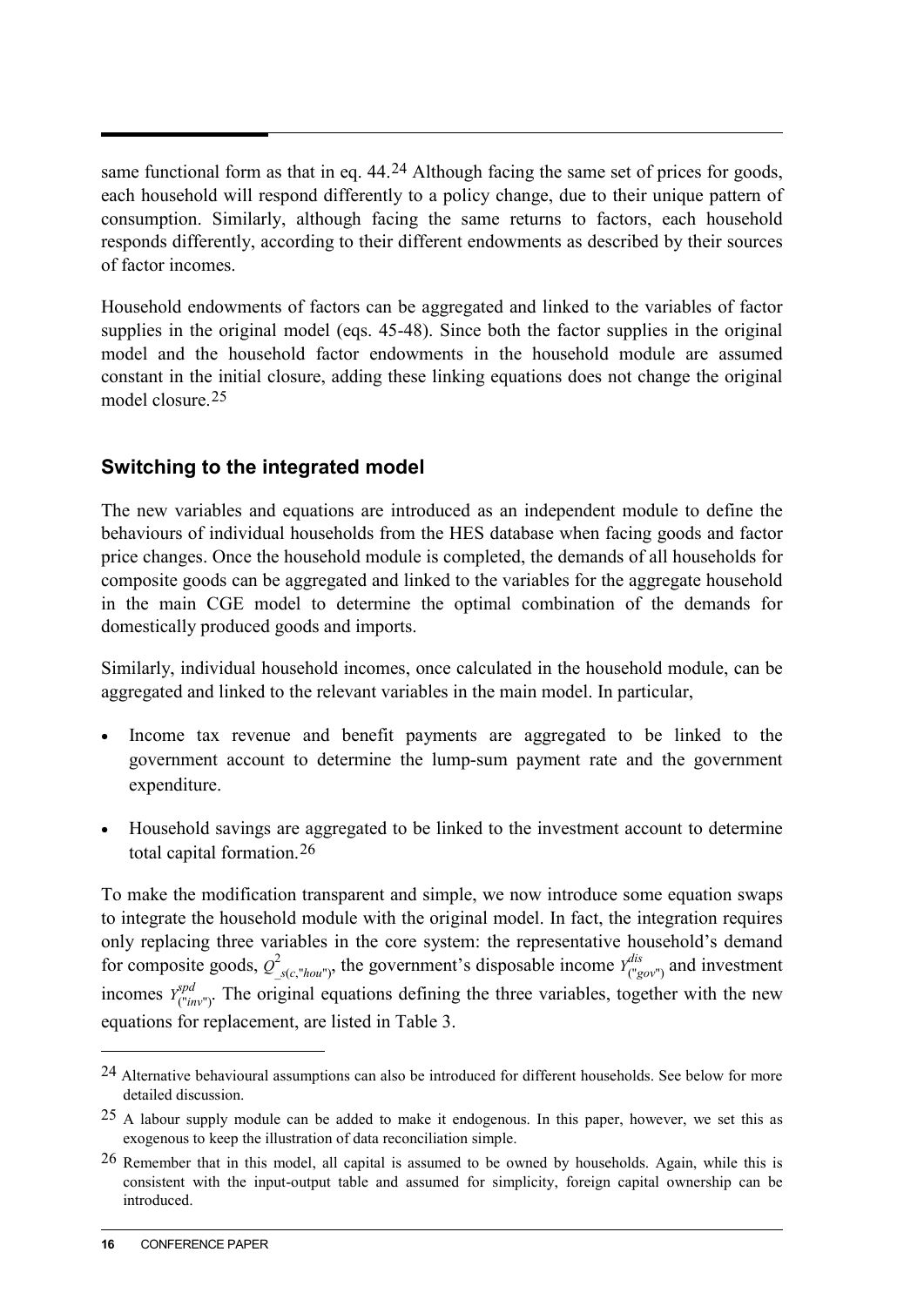same functional form as that in eq. 44.[24] Although facing the same set of prices for goods, each household will respond differently to a policy change, due to their unique pattern of consumption. Similarly, although facing the same returns to factors, each household responds differently, according to their different endowments as described by their sources of factor incomes.

Household endowments of factors can be aggregated and linked to the variables of factor supplies in the original model (eqs. 45-48). Since both the factor supplies in the original model and the household factor endowments in the household module are assumed constant in the initial closure, adding these linking equations does not change the original model closure.[25]

## Switching to the integrated model

The new variables and equations are introduced as an independent module to define the behaviours of individual households from the HES database when facing goods and factor price changes. Once the household module is completed, the demands of all households for composite goods can be aggregated and linked to the variables for the aggregate household in the main CGE model to determine the optimal combination of the demands for domestically produced goods and imports.

Similarly, individual household incomes, once calculated in the household module, can be aggregated and linked to the relevant variables in the main model. In particular,

- Income tax revenue and benefit payments are aggregated to be linked to the government account to determine the lump-sum payment rate and the government expenditure.
- Household savings are aggregated to be linked to the investment account to determine total capital formation.[26]

To make the modification transparent and simple, we now introduce some equation swaps to integrate the household module with the original model. In fact, the integration requires only replacing three variables in the core system: the representative household's demand for composite goods, $Q^2_{\_s(c,"hou")}$, the government's disposable income $Y^{dis}_{("gov")}$ and investment incomes $Y^{spd}_{("inv")}$. The original equations defining the three variables, together with the new equations for replacement, are listed in Table 3.

---

[24] Alternative behavioural assumptions can also be introduced for different households. See below for more detailed discussion.

[25] A labour supply module can be added to make it endogenous. In this paper, however, we set this as exogenous to keep the illustration of data reconciliation simple.

[26] Remember that in this model, all capital is assumed to be owned by households. Again, while this is consistent with the input-output table and assumed for simplicity, foreign capital ownership can be introduced.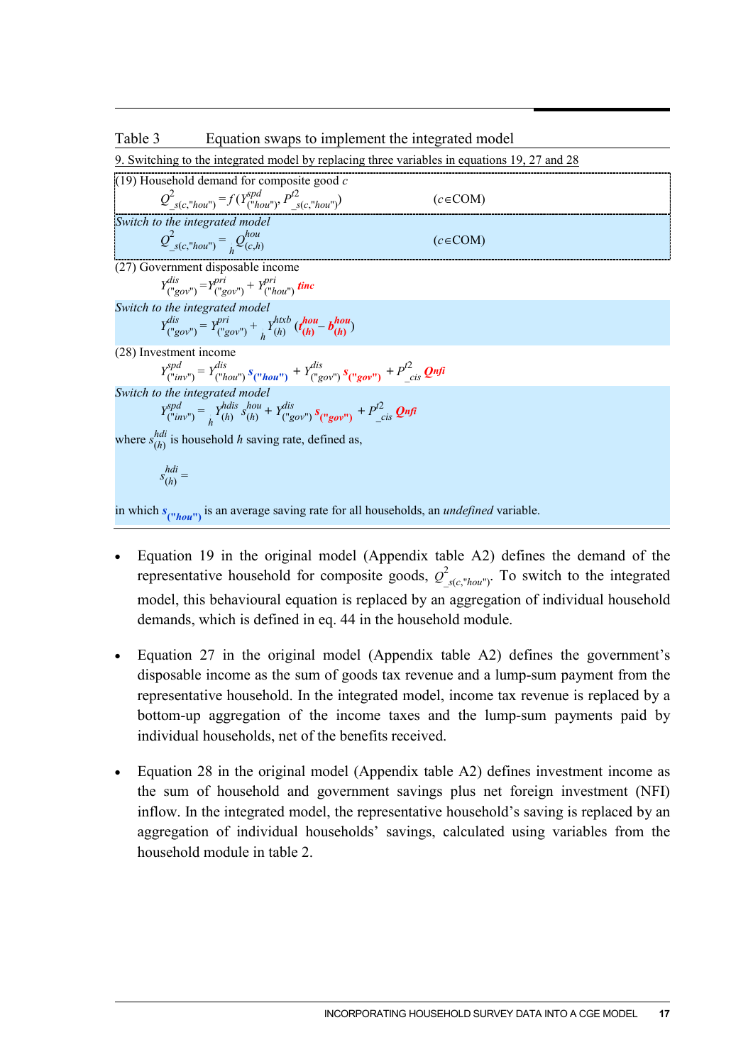Table 3 Equation swaps to implement the integrated model

9. Switching to the integrated model by replacing three variables in equations 19, 27 and 28

(19) Household demand for composite good $c$

$$Q^{2}_{\_s(c,\text{"hou"})} = f\,(Y^{spd}_{(\text{"hou"})},\ P^{t2}_{\_s(c,\text{"hou"})}) \qquad (c \in \text{COM})$$

*Switch to the integrated model*

$$Q^{2}_{\_s(c,\text{"hou"})} = \sum_{h} Q^{hou}_{(c,h)} \qquad (c \in \text{COM})$$

(27) Government disposable income

$$Y^{dis}_{(\text{"gov"})} = Y^{pri}_{(\text{"gov"})} + Y^{pri}_{(\text{"hou"})}\ tinc$$

*Switch to the integrated model*

$$Y^{dis}_{(\text{"gov"})} = Y^{pri}_{(\text{"gov"})} + \sum_{h} Y^{htxb}_{(h)}\ (t^{hou}_{(h)} - b^{hou}_{(h)})$$

(28) Investment income

$$Y^{spd}_{(\text{"inv"})} = Y^{dis}_{(\text{"hou"})}\ s_{(\text{"hou"})} + Y^{dis}_{(\text{"gov"})}\ s_{(\text{"gov"})} + P^{t2}_{\_cis}\ Qnfi$$

*Switch to the integrated model*

$$Y^{spd}_{(\text{"inv"})} = \sum_{h} Y^{hdis}_{(h)}\ s^{hou}_{(h)} + Y^{dis}_{(\text{"gov"})}\ s_{(\text{"gov"})} + P^{t2}_{\_cis}\ Qnfi$$

where $s^{hdi}_{(h)}$ is household $h$ saving rate, defined as,

$$s^{hdi}_{(h)} =$$

in which $s_{(\text{"hou"})}$ is an average saving rate for all households, an *undefined* variable.

- Equation 19 in the original model (Appendix table A2) defines the demand of the representative household for composite goods, $Q^{2}_{\_s(c,\text{"hou"})}$. To switch to the integrated model, this behavioural equation is replaced by an aggregation of individual household demands, which is defined in eq. 44 in the household module.

- Equation 27 in the original model (Appendix table A2) defines the government's disposable income as the sum of goods tax revenue and a lump-sum payment from the representative household. In the integrated model, income tax revenue is replaced by a bottom-up aggregation of the income taxes and the lump-sum payments paid by individual households, net of the benefits received.

- Equation 28 in the original model (Appendix table A2) defines investment income as the sum of household and government savings plus net foreign investment (NFI) inflow. In the integrated model, the representative household's saving is replaced by an aggregation of individual households' savings, calculated using variables from the household module in table 2.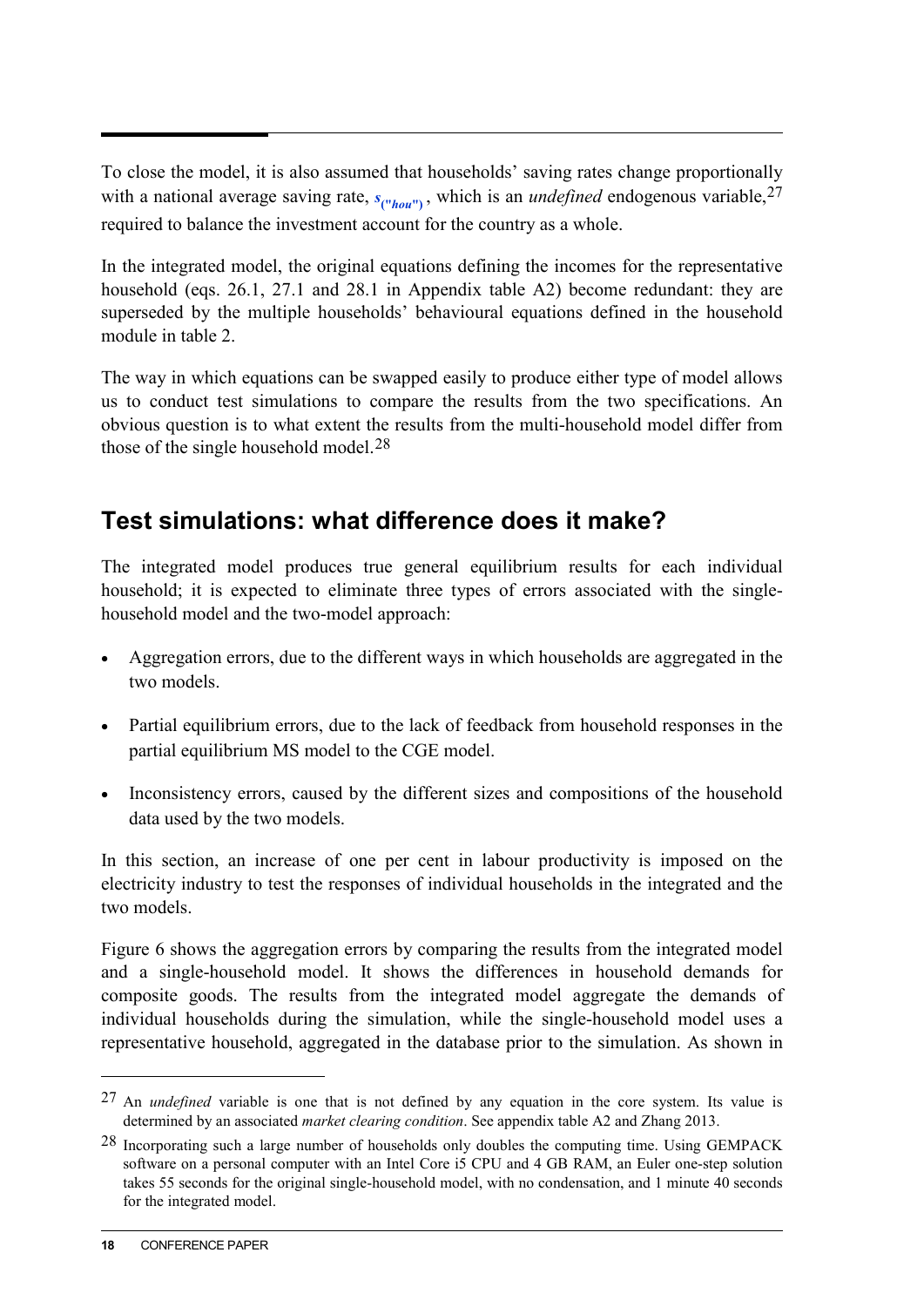To close the model, it is also assumed that households' saving rates change proportionally with a national average saving rate, $s_{("hou")}$, which is an *undefined* endogenous variable,[27] required to balance the investment account for the country as a whole.

In the integrated model, the original equations defining the incomes for the representative household (eqs. 26.1, 27.1 and 28.1 in Appendix table A2) become redundant: they are superseded by the multiple households' behavioural equations defined in the household module in table 2.

The way in which equations can be swapped easily to produce either type of model allows us to conduct test simulations to compare the results from the two specifications. An obvious question is to what extent the results from the multi-household model differ from those of the single household model.[28]

## Test simulations: what difference does it make?

The integrated model produces true general equilibrium results for each individual household; it is expected to eliminate three types of errors associated with the single-household model and the two-model approach:

- Aggregation errors, due to the different ways in which households are aggregated in the two models.
- Partial equilibrium errors, due to the lack of feedback from household responses in the partial equilibrium MS model to the CGE model.
- Inconsistency errors, caused by the different sizes and compositions of the household data used by the two models.

In this section, an increase of one per cent in labour productivity is imposed on the electricity industry to test the responses of individual households in the integrated and the two models.

Figure 6 shows the aggregation errors by comparing the results from the integrated model and a single-household model. It shows the differences in household demands for composite goods. The results from the integrated model aggregate the demands of individual households during the simulation, while the single-household model uses a representative household, aggregated in the database prior to the simulation. As shown in

---

[27] An *undefined* variable is one that is not defined by any equation in the core system. Its value is determined by an associated *market clearing condition*. See appendix table A2 and Zhang 2013.

[28] Incorporating such a large number of households only doubles the computing time. Using GEMPACK software on a personal computer with an Intel Core i5 CPU and 4 GB RAM, an Euler one-step solution takes 55 seconds for the original single-household model, with no condensation, and 1 minute 40 seconds for the integrated model.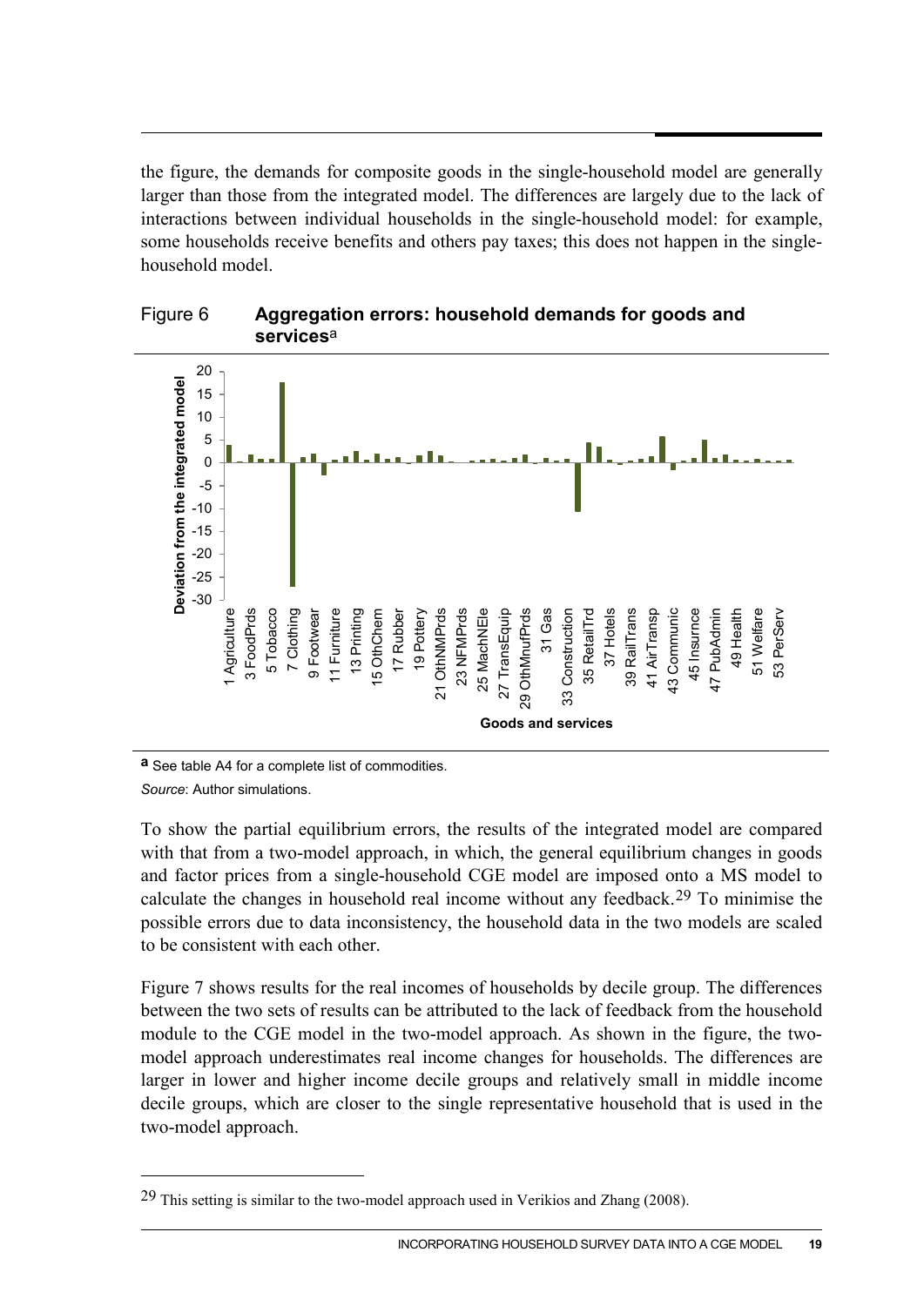the figure, the demands for composite goods in the single-household model are generally larger than those from the integrated model. The differences are largely due to the lack of interactions between individual households in the single-household model: for example, some households receive benefits and others pay taxes; this does not happen in the single-household model.

Figure 6 **Aggregation errors: household demands for goods and services**[a]

[a] See table A4 for a complete list of commodities.

*Source*: Author simulations.

To show the partial equilibrium errors, the results of the integrated model are compared with that from a two-model approach, in which, the general equilibrium changes in goods and factor prices from a single-household CGE model are imposed onto a MS model to calculate the changes in household real income without any feedback.[29] To minimise the possible errors due to data inconsistency, the household data in the two models are scaled to be consistent with each other.

Figure 7 shows results for the real incomes of households by decile group. The differences between the two sets of results can be attributed to the lack of feedback from the household module to the CGE model in the two-model approach. As shown in the figure, the two-model approach underestimates real income changes for households. The differences are larger in lower and higher income decile groups and relatively small in middle income decile groups, which are closer to the single representative household that is used in the two-model approach.

[29] This setting is similar to the two-model approach used in Verikios and Zhang (2008).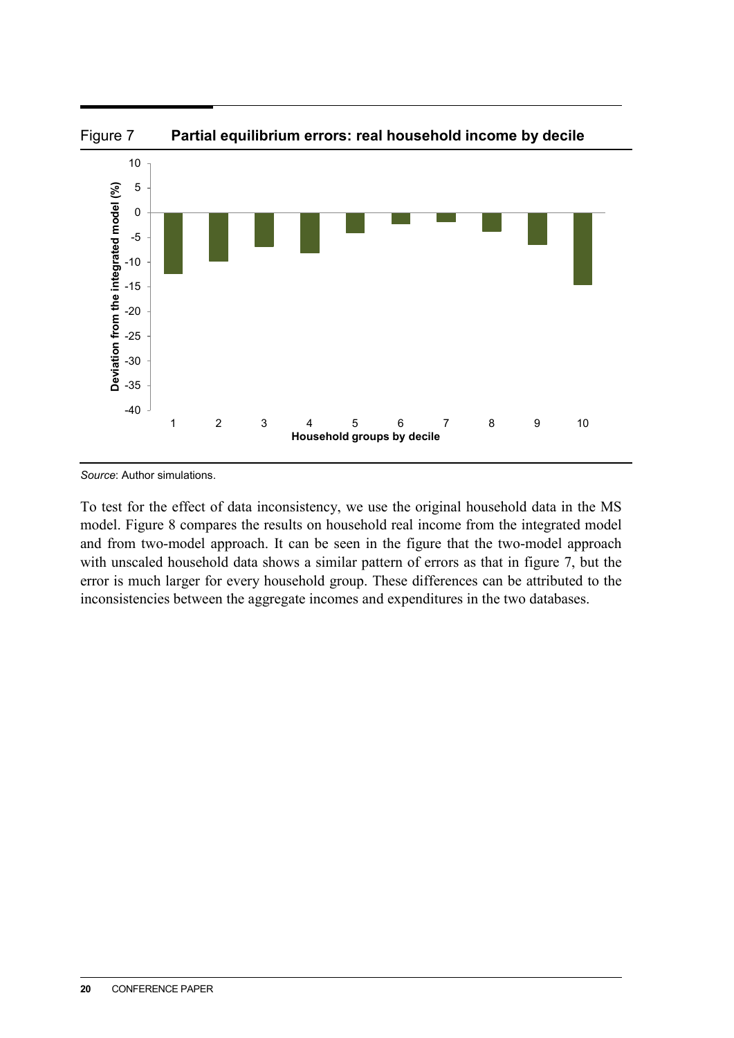Figure 7 **Partial equilibrium errors: real household income by decile**

*Source*: Author simulations.

To test for the effect of data inconsistency, we use the original household data in the MS model. Figure 8 compares the results on household real income from the integrated model and from two-model approach. It can be seen in the figure that the two-model approach with unscaled household data shows a similar pattern of errors as that in figure 7, but the error is much larger for every household group. These differences can be attributed to the inconsistencies between the aggregate incomes and expenditures in the two databases.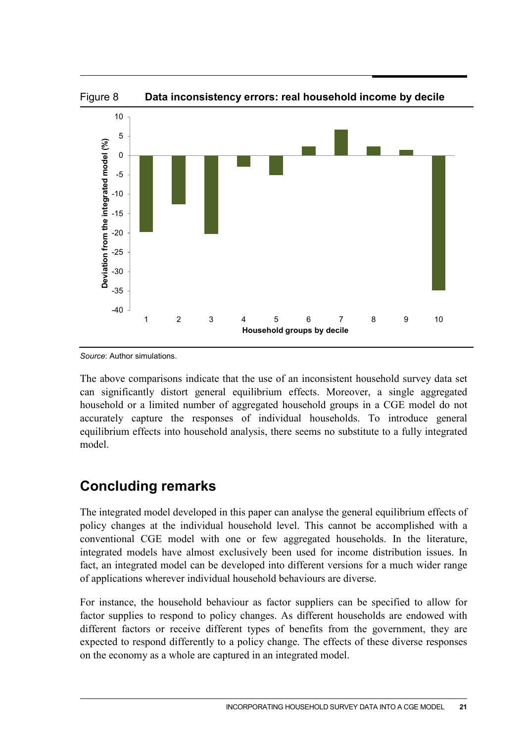Figure 8 **Data inconsistency errors: real household income by decile**

*Source*: Author simulations.

The above comparisons indicate that the use of an inconsistent household survey data set can significantly distort general equilibrium effects. Moreover, a single aggregated household or a limited number of aggregated household groups in a CGE model do not accurately capture the responses of individual households. To introduce general equilibrium effects into household analysis, there seems no substitute to a fully integrated model.

## Concluding remarks

The integrated model developed in this paper can analyse the general equilibrium effects of policy changes at the individual household level. This cannot be accomplished with a conventional CGE model with one or few aggregated households. In the literature, integrated models have almost exclusively been used for income distribution issues. In fact, an integrated model can be developed into different versions for a much wider range of applications wherever individual household behaviours are diverse.

For instance, the household behaviour as factor suppliers can be specified to allow for factor supplies to respond to policy changes. As different households are endowed with different factors or receive different types of benefits from the government, they are expected to respond differently to a policy change. The effects of these diverse responses on the economy as a whole are captured in an integrated model.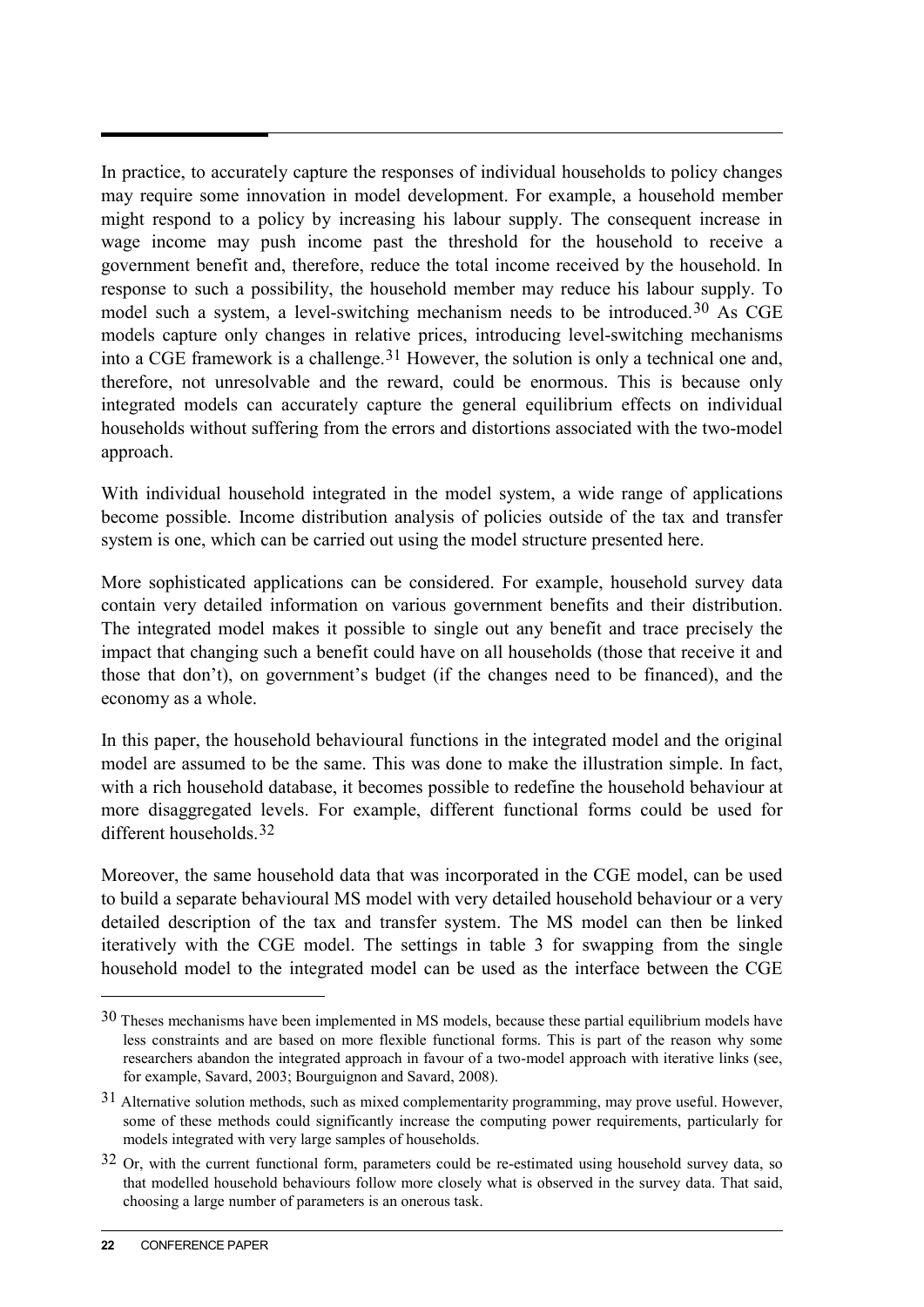In practice, to accurately capture the responses of individual households to policy changes may require some innovation in model development. For example, a household member might respond to a policy by increasing his labour supply. The consequent increase in wage income may push income past the threshold for the household to receive a government benefit and, therefore, reduce the total income received by the household. In response to such a possibility, the household member may reduce his labour supply. To model such a system, a level-switching mechanism needs to be introduced.[30] As CGE models capture only changes in relative prices, introducing level-switching mechanisms into a CGE framework is a challenge.[31] However, the solution is only a technical one and, therefore, not unresolvable and the reward, could be enormous. This is because only integrated models can accurately capture the general equilibrium effects on individual households without suffering from the errors and distortions associated with the two-model approach.

With individual household integrated in the model system, a wide range of applications become possible. Income distribution analysis of policies outside of the tax and transfer system is one, which can be carried out using the model structure presented here.

More sophisticated applications can be considered. For example, household survey data contain very detailed information on various government benefits and their distribution. The integrated model makes it possible to single out any benefit and trace precisely the impact that changing such a benefit could have on all households (those that receive it and those that don't), on government's budget (if the changes need to be financed), and the economy as a whole.

In this paper, the household behavioural functions in the integrated model and the original model are assumed to be the same. This was done to make the illustration simple. In fact, with a rich household database, it becomes possible to redefine the household behaviour at more disaggregated levels. For example, different functional forms could be used for different households.[32]

Moreover, the same household data that was incorporated in the CGE model, can be used to build a separate behavioural MS model with very detailed household behaviour or a very detailed description of the tax and transfer system. The MS model can then be linked iteratively with the CGE model. The settings in table 3 for swapping from the single household model to the integrated model can be used as the interface between the CGE

---

[30] Theses mechanisms have been implemented in MS models, because these partial equilibrium models have less constraints and are based on more flexible functional forms. This is part of the reason why some researchers abandon the integrated approach in favour of a two-model approach with iterative links (see, for example, Savard, 2003; Bourguignon and Savard, 2008).

[31] Alternative solution methods, such as mixed complementarity programming, may prove useful. However, some of these methods could significantly increase the computing power requirements, particularly for models integrated with very large samples of households.

[32] Or, with the current functional form, parameters could be re-estimated using household survey data, so that modelled household behaviours follow more closely what is observed in the survey data. That said, choosing a large number of parameters is an onerous task.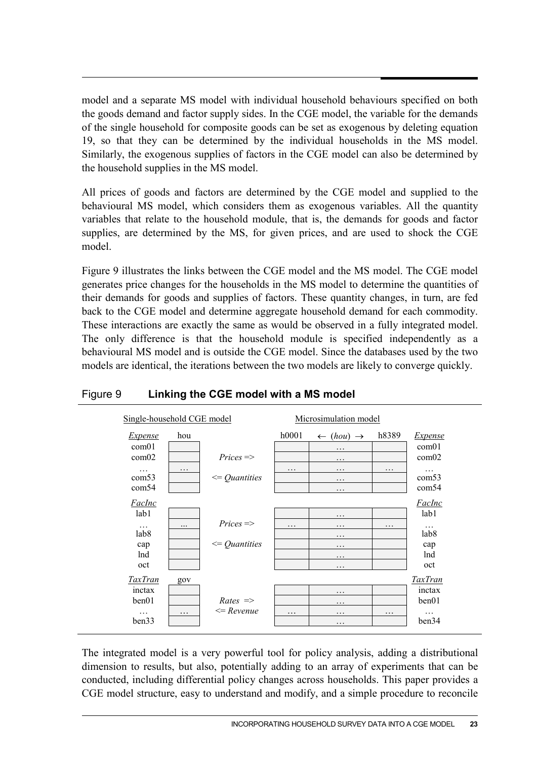model and a separate MS model with individual household behaviours specified on both the goods demand and factor supply sides. In the CGE model, the variable for the demands of the single household for composite goods can be set as exogenous by deleting equation 19, so that they can be determined by the individual households in the MS model. Similarly, the exogenous supplies of factors in the CGE model can also be determined by the household supplies in the MS model.

All prices of goods and factors are determined by the CGE model and supplied to the behavioural MS model, which considers them as exogenous variables. All the quantity variables that relate to the household module, that is, the demands for goods and factor supplies, are determined by the MS, for given prices, and are used to shock the CGE model.

Figure 9 illustrates the links between the CGE model and the MS model. The CGE model generates price changes for the households in the MS model to determine the quantities of their demands for goods and supplies of factors. These quantity changes, in turn, are fed back to the CGE model and determine aggregate household demand for each commodity. These interactions are exactly the same as would be observed in a fully integrated model. The only difference is that the household module is specified independently as a behavioural MS model and is outside the CGE model. Since the databases used by the two models are identical, the iterations between the two models are likely to converge quickly.

Figure 9 **Linking the CGE model with a MS model**

| Single-household CGE model | | | Microsimulation model | | | |
|---|---|---|---|---|---|---|
| *Expense* | hou | | h0001 | ← (*hou*) → | h8389 | *Expense* |
| com01 | | | | … | | com01 |
| com02 | | *Prices* => | | … | | com02 |
| … | … | | … | … | … | … |
| com53 | | <= *Quantities* | | … | | com53 |
| com54 | | | | … | | com54 |
| *FacInc* | | | | | | *FacInc* |
| lab1 | | | | … | | lab1 |
| … | ... | *Prices* => | … | … | … | … |
| lab8 | | | | … | | lab8 |
| cap | | <= *Quantities* | | … | | cap |
| lnd | | | | … | | lnd |
| oct | | | | … | | oct |
| *TaxTran* | gov | | | | | *TaxTran* |
| inctax | | | | … | | inctax |
| ben01 | | *Rates* => | | … | | ben01 |
| … | … | <= *Revenue* | … | … | … | … |
| ben33 | | | | … | | ben34 |

The integrated model is a very powerful tool for policy analysis, adding a distributional dimension to results, but also, potentially adding to an array of experiments that can be conducted, including differential policy changes across households. This paper provides a CGE model structure, easy to understand and modify, and a simple procedure to reconcile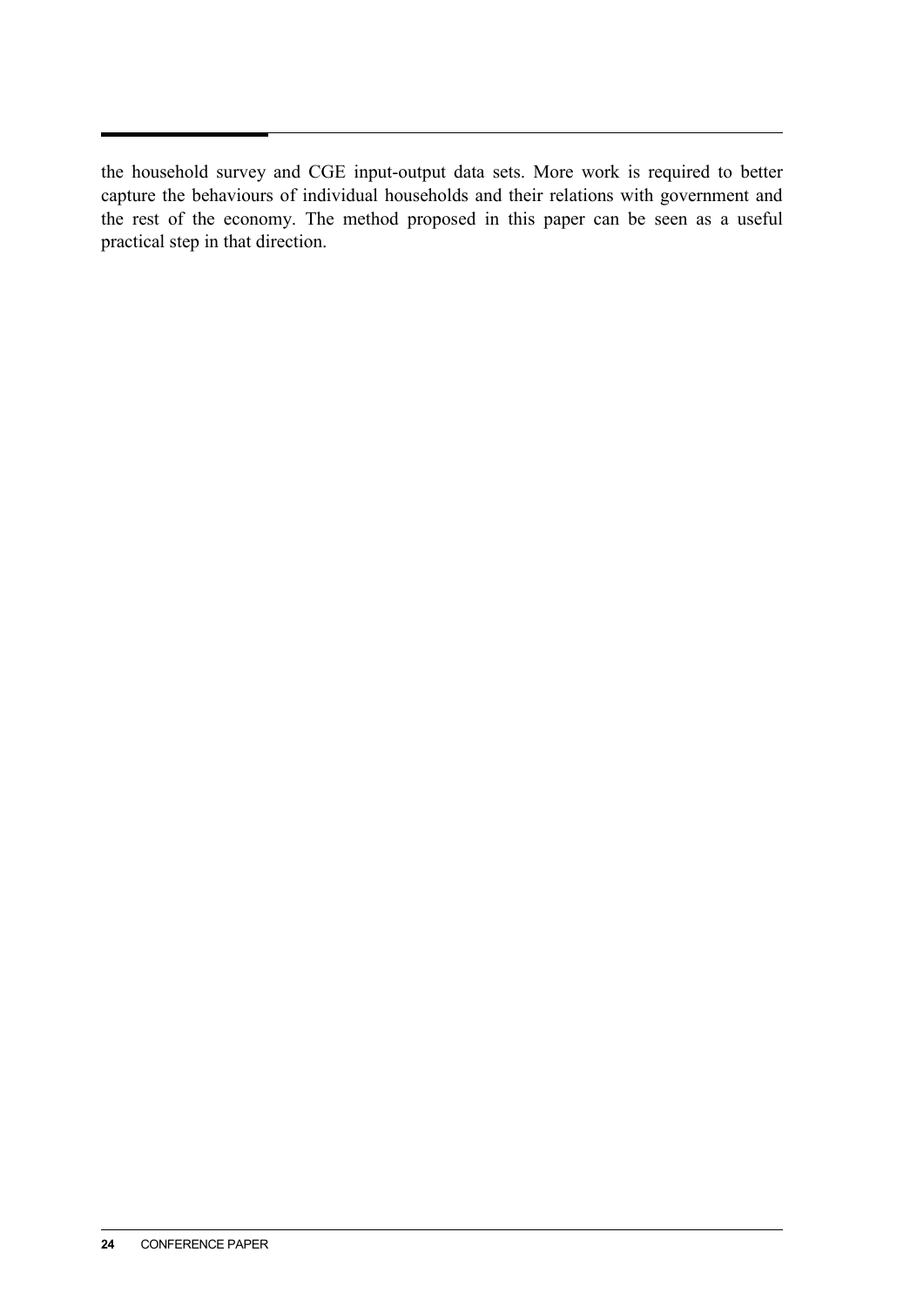the household survey and CGE input-output data sets. More work is required to better capture the behaviours of individual households and their relations with government and the rest of the economy. The method proposed in this paper can be seen as a useful practical step in that direction.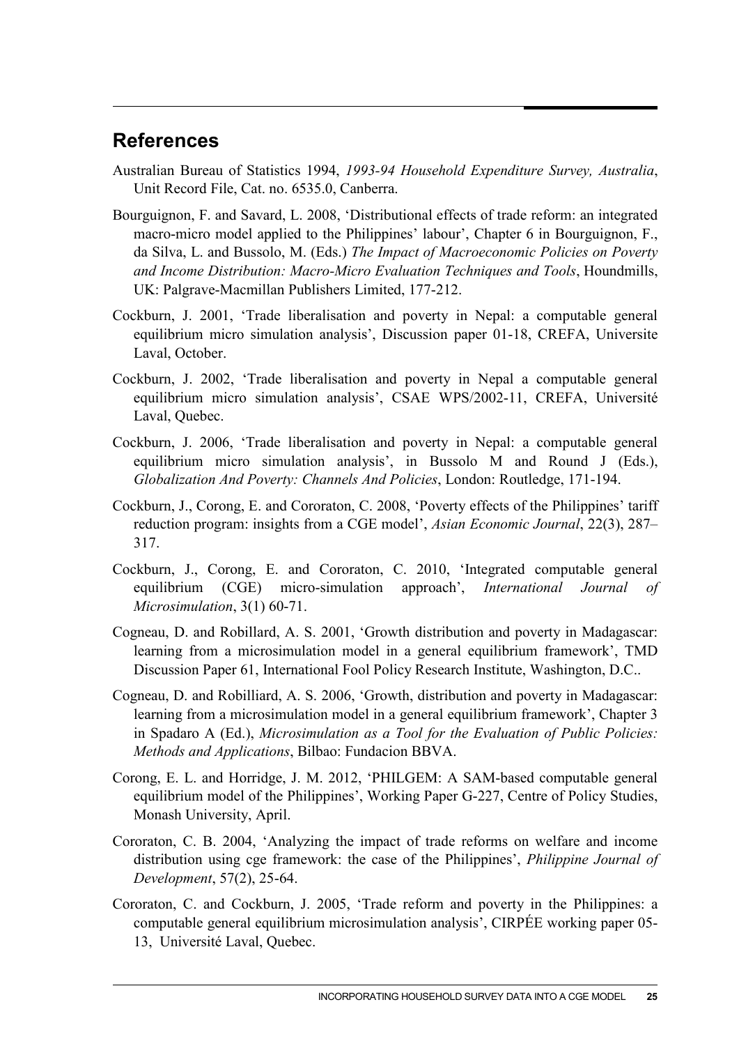## References

Australian Bureau of Statistics 1994, *1993-94 Household Expenditure Survey, Australia*, Unit Record File, Cat. no. 6535.0, Canberra.

Bourguignon, F. and Savard, L. 2008, 'Distributional effects of trade reform: an integrated macro-micro model applied to the Philippines' labour', Chapter 6 in Bourguignon, F., da Silva, L. and Bussolo, M. (Eds.) *The Impact of Macroeconomic Policies on Poverty and Income Distribution: Macro-Micro Evaluation Techniques and Tools*, Houndmills, UK: Palgrave-Macmillan Publishers Limited, 177-212.

Cockburn, J. 2001, 'Trade liberalisation and poverty in Nepal: a computable general equilibrium micro simulation analysis', Discussion paper 01-18, CREFA, Universite Laval, October.

Cockburn, J. 2002, 'Trade liberalisation and poverty in Nepal a computable general equilibrium micro simulation analysis', CSAE WPS/2002-11, CREFA, Université Laval, Quebec.

Cockburn, J. 2006, 'Trade liberalisation and poverty in Nepal: a computable general equilibrium micro simulation analysis', in Bussolo M and Round J (Eds.), *Globalization And Poverty: Channels And Policies*, London: Routledge, 171-194.

Cockburn, J., Corong, E. and Cororaton, C. 2008, 'Poverty effects of the Philippines' tariff reduction program: insights from a CGE model', *Asian Economic Journal*, 22(3), 287–317.

Cockburn, J., Corong, E. and Cororaton, C. 2010, 'Integrated computable general equilibrium (CGE) micro-simulation approach', *International Journal of Microsimulation*, 3(1) 60-71.

Cogneau, D. and Robillard, A. S. 2001, 'Growth distribution and poverty in Madagascar: learning from a microsimulation model in a general equilibrium framework', TMD Discussion Paper 61, International Fool Policy Research Institute, Washington, D.C..

Cogneau, D. and Robilliard, A. S. 2006, 'Growth, distribution and poverty in Madagascar: learning from a microsimulation model in a general equilibrium framework', Chapter 3 in Spadaro A (Ed.), *Microsimulation as a Tool for the Evaluation of Public Policies: Methods and Applications*, Bilbao: Fundacion BBVA.

Corong, E. L. and Horridge, J. M. 2012, 'PHILGEM: A SAM-based computable general equilibrium model of the Philippines', Working Paper G-227, Centre of Policy Studies, Monash University, April.

Cororaton, C. B. 2004, 'Analyzing the impact of trade reforms on welfare and income distribution using cge framework: the case of the Philippines', *Philippine Journal of Development*, 57(2), 25-64.

Cororaton, C. and Cockburn, J. 2005, 'Trade reform and poverty in the Philippines: a computable general equilibrium microsimulation analysis', CIRPÉE working paper 05-13, Université Laval, Quebec.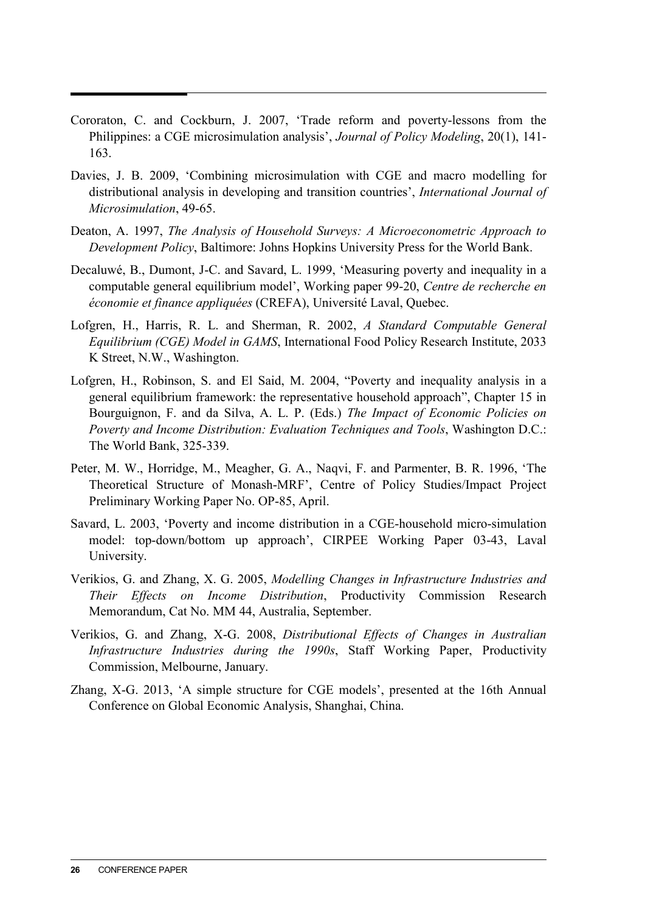Cororaton, C. and Cockburn, J. 2007, 'Trade reform and poverty-lessons from the Philippines: a CGE microsimulation analysis', *Journal of Policy Modeling*, 20(1), 141-163.

Davies, J. B. 2009, 'Combining microsimulation with CGE and macro modelling for distributional analysis in developing and transition countries', *International Journal of Microsimulation*, 49-65.

Deaton, A. 1997, *The Analysis of Household Surveys: A Microeconometric Approach to Development Policy*, Baltimore: Johns Hopkins University Press for the World Bank.

Decaluwé, B., Dumont, J-C. and Savard, L. 1999, 'Measuring poverty and inequality in a computable general equilibrium model', Working paper 99-20, *Centre de recherche en économie et finance appliquées* (CREFA), Université Laval, Quebec.

Lofgren, H., Harris, R. L. and Sherman, R. 2002, *A Standard Computable General Equilibrium (CGE) Model in GAMS*, International Food Policy Research Institute, 2033 K Street, N.W., Washington.

Lofgren, H., Robinson, S. and El Said, M. 2004, "Poverty and inequality analysis in a general equilibrium framework: the representative household approach", Chapter 15 in Bourguignon, F. and da Silva, A. L. P. (Eds.) *The Impact of Economic Policies on Poverty and Income Distribution: Evaluation Techniques and Tools*, Washington D.C.: The World Bank, 325-339.

Peter, M. W., Horridge, M., Meagher, G. A., Naqvi, F. and Parmenter, B. R. 1996, 'The Theoretical Structure of Monash-MRF', Centre of Policy Studies/Impact Project Preliminary Working Paper No. OP-85, April.

Savard, L. 2003, 'Poverty and income distribution in a CGE-household micro-simulation model: top-down/bottom up approach', CIRPEE Working Paper 03-43, Laval University.

Verikios, G. and Zhang, X. G. 2005, *Modelling Changes in Infrastructure Industries and Their Effects on Income Distribution*, Productivity Commission Research Memorandum, Cat No. MM 44, Australia, September.

Verikios, G. and Zhang, X-G. 2008, *Distributional Effects of Changes in Australian Infrastructure Industries during the 1990s*, Staff Working Paper, Productivity Commission, Melbourne, January.

Zhang, X-G. 2013, 'A simple structure for CGE models', presented at the 16th Annual Conference on Global Economic Analysis, Shanghai, China.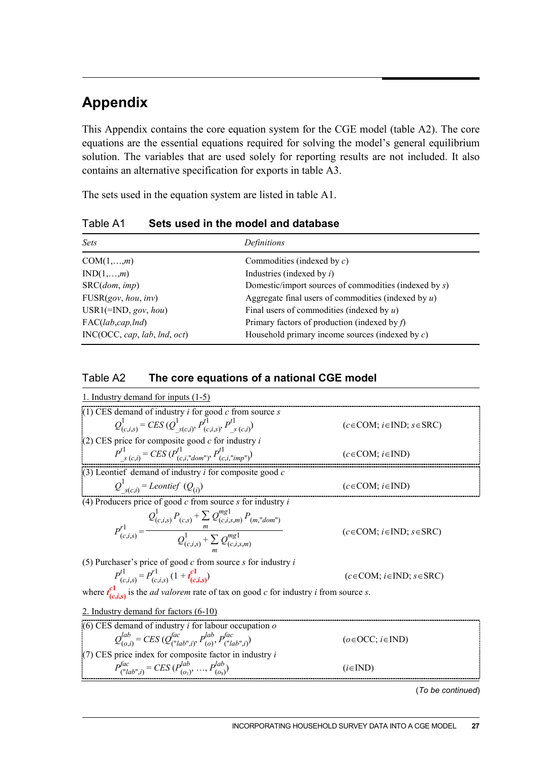# Appendix

This Appendix contains the core equation system for the CGE model (table A2). The core equations are the essential equations required for solving the model's general equilibrium solution. The variables that are used solely for reporting results are not included. It also contains an alternative specification for exports in table A3.

The sets used in the equation system are listed in table A1.

### Table A1 Sets used in the model and database

| *Sets* | *Definitions* |
|---|---|
| COM(1,…,*m*) | Commodities (indexed by *c*) |
| IND(1,…,*m*) | Industries (indexed by *i*) |
| SRC(*dom*, *imp*) | Domestic/import sources of commodities (indexed by *s*) |
| FUSR(*gov*, *hou*, *inv*) | Aggregate final users of commodities (indexed by *u*) |
| USR1(=IND, *gov*, *hou*) | Final users of commodities (indexed by *u*) |
| FAC(*lab*,*cap*,*lnd*) | Primary factors of production (indexed by *f*) |
| INC(OCC, *cap*, *lab*, *lnd*, *oct*) | Household primary income sources (indexed by *c*) |

### Table A2 The core equations of a national CGE model

1. Industry demand for inputs (1-5)

(1) CES demand of industry *i* for good *c* from source *s*

$$Q^{1}_{(c,i,s)} = CES\,(Q^{1}_{\_s(c,i)}, P^{t1}_{(c,i,s)}, P^{t1}_{\_s\,(c,i)}) \qquad (c\in\text{COM};\ i\in\text{IND};\ s\in\text{SRC})$$

(2) CES price for composite good *c* for industry *i*

$$P^{t1}_{\_s\,(c,i)} = CES\,(P^{t1}_{(c,i,\text{"dom"})}, P^{t1}_{(c,i,\text{"imp"})}) \qquad (c\in\text{COM};\ i\in\text{IND})$$

(3) Leontief demand of industry *i* for composite good *c*

$$Q^{1}_{\_s(c,i)} = Leontief\ \ (Q_{(i)}) \qquad (c\in\text{COM};\ i\in\text{IND})$$

(4) Producers price of good *c* from source *s* for industry *i*

$$P^{r1}_{(c,i,s)} = \frac{Q^{1}_{(c,i,s)}\,P_{(c,s)} + \sum_{m} Q^{mg1}_{(c,i,s,m)}\,P_{(m,\text{"dom"})}}{Q^{1}_{(c,i,s)} + \sum_{m} Q^{mg1}_{(c,i,s,m)}} \qquad (c\in\text{COM};\ i\in\text{IND};\ s\in\text{SRC})$$

(5) Purchaser's price of good *c* from source *s* for industry *i*

$$P^{t1}_{(c,i,s)} = P^{r1}_{(c,i,s)}\,(1 + t^{c1}_{(c,i,s)}) \qquad (c\in\text{COM};\ i\in\text{IND};\ s\in\text{SRC})$$

where $t^{c1}_{(c,i,s)}$ is the *ad valorem* rate of tax on good *c* for industry *i* from source *s*.

2. Industry demand for factors (6-10)

(6) CES demand of industry *i* for labour occupation *o*

$$Q^{lab}_{(o,i)} = CES\,(Q^{fac}_{(\text{"lab"},i)}, P^{lab}_{(o)}, P^{fac}_{(\text{"lab"},i)}) \qquad (o\in\text{OCC};\ i\in\text{IND})$$

(7) CES price index for composite factor in industry *i*

$$P^{fac}_{(\text{"lab"},i)} = CES\,(P^{lab}_{(o_1)}, \ldots, P^{lab}_{(o_8)}) \qquad (i\in\text{IND})$$

(*To be continued*)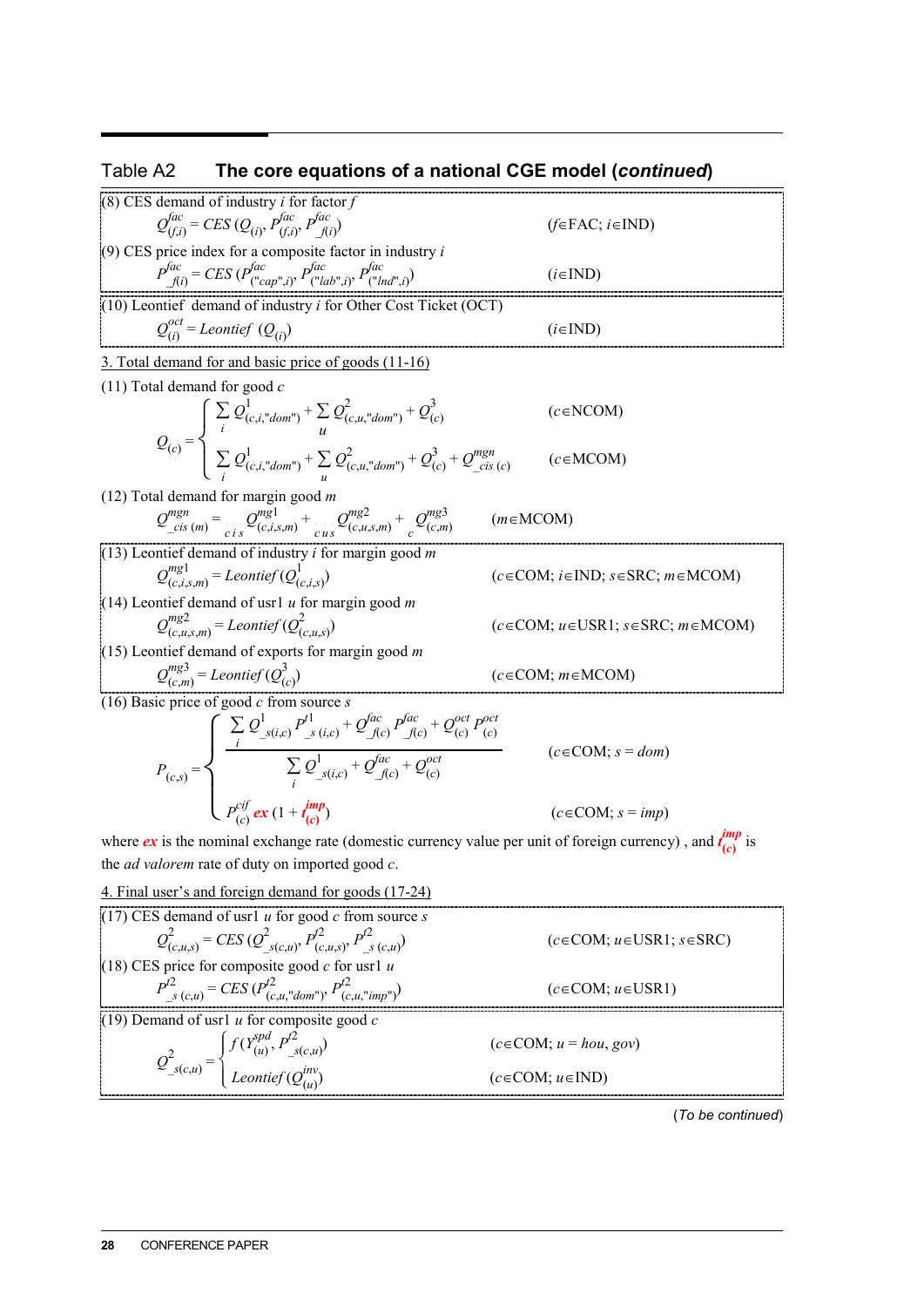## Table A2 The core equations of a national CGE model (*continued*)

(8) CES demand of industry *i* for factor *f*

$$Q^{fac}_{(f,i)} = CES\,(Q_{(i)},\, P^{fac}_{(f,i)},\, P^{fac}_{\_f(i)}) \qquad (f \in \text{FAC};\ i \in \text{IND})$$

(9) CES price index for a composite factor in industry *i*

$$P^{fac}_{\_f(i)} = CES\,(P^{fac}_{("cap",i)},\, P^{fac}_{("lab",i)},\, P^{fac}_{("lnd",i)}) \qquad (i \in \text{IND})$$

(10) Leontief demand of industry *i* for Other Cost Ticket (OCT)

$$Q^{oct}_{(i)} = Leontief\,(Q_{(i)}) \qquad (i \in \text{IND})$$

3. Total demand for and basic price of goods (11-16)

(11) Total demand for good *c*

$$Q_{(c)} = \begin{cases} \sum_i Q^1_{(c,i,"dom")} + \sum_u Q^2_{(c,u,"dom")} + Q^3_{(c)} & (c \in \text{NCOM}) \\ \sum_i Q^1_{(c,i,"dom")} + \sum_u Q^2_{(c,u,"dom")} + Q^3_{(c)} + Q^{mgn}_{\_cis\,(c)} & (c \in \text{MCOM}) \end{cases}$$

(12) Total demand for margin good *m*

$$Q^{mgn}_{\_cis\,(m)} = \sum_{c\,i\,s} Q^{mg1}_{(c,i,s,m)} + \sum_{c\,u\,s} Q^{mg2}_{(c,u,s,m)} + \sum_{c} Q^{mg3}_{(c,m)} \qquad (m \in \text{MCOM})$$

(13) Leontief demand of industry *i* for margin good *m*

$$Q^{mg1}_{(c,i,s,m)} = Leontief\,(Q^1_{(c,i,s)}) \qquad (c \in \text{COM};\ i \in \text{IND};\ s \in \text{SRC};\ m \in \text{MCOM})$$

(14) Leontief demand of usr1 *u* for margin good *m*

$$Q^{mg2}_{(c,u,s,m)} = Leontief\,(Q^2_{(c,u,s)}) \qquad (c \in \text{COM};\ u \in \text{USR1};\ s \in \text{SRC};\ m \in \text{MCOM})$$

(15) Leontief demand of exports for margin good *m*

$$Q^{mg3}_{(c,m)} = Leontief\,(Q^3_{(c)}) \qquad (c \in \text{COM};\ m \in \text{MCOM})$$

(16) Basic price of good *c* from source *s*

$$P_{(c,s)} = \begin{cases} \dfrac{\sum_i Q^1_{\_s(i,c)}\, P^{t1}_{\_s\,(i,c)} + Q^{fac}_{\_f(c)}\, P^{fac}_{\_f(c)} + Q^{oct}_{(c)}\, P^{oct}_{(c)}}{\sum_i Q^1_{\_s(i,c)} + Q^{fac}_{\_f(c)} + Q^{oct}_{(c)}} & (c \in \text{COM};\ s = dom) \\ P^{cif}_{(c)}\, \boldsymbol{ex}\, (1 + \boldsymbol{t^{imp}_{(c)}}) & (c \in \text{COM};\ s = imp) \end{cases}$$

where ***ex*** is the nominal exchange rate (domestic currency value per unit of foreign currency) , and $\boldsymbol{t^{imp}_{(c)}}$ is the *ad valorem* rate of duty on imported good *c*.

4. Final user's and foreign demand for goods (17-24)

(17) CES demand of usr1 *u* for good *c* from source *s*

$$Q^2_{(c,u,s)} = CES\,(Q^2_{\_s(c,u)},\, P^{t2}_{(c,u,s)},\, P^{t2}_{\_s\,(c,u)}) \qquad (c \in \text{COM};\ u \in \text{USR1};\ s \in \text{SRC})$$

(18) CES price for composite good *c* for usr1 *u*

$$P^{t2}_{\_s\,(c,u)} = CES\,(P^{t2}_{(c,u,"dom")},\, P^{t2}_{(c,u,"imp")}) \qquad (c \in \text{COM};\ u \in \text{USR1})$$

(19) Demand of usr1 *u* for composite good *c*

$$Q^2_{\_s(c,u)} = \begin{cases} f\,(Y^{spd}_{(u)},\, P^{t2}_{\_s(c,u)}) & (c \in \text{COM};\ u = hou, gov) \\ Leontief\,(Q^{inv}_{(u)}) & (c \in \text{COM};\ u \in \text{IND}) \end{cases}$$

(*To be continued*)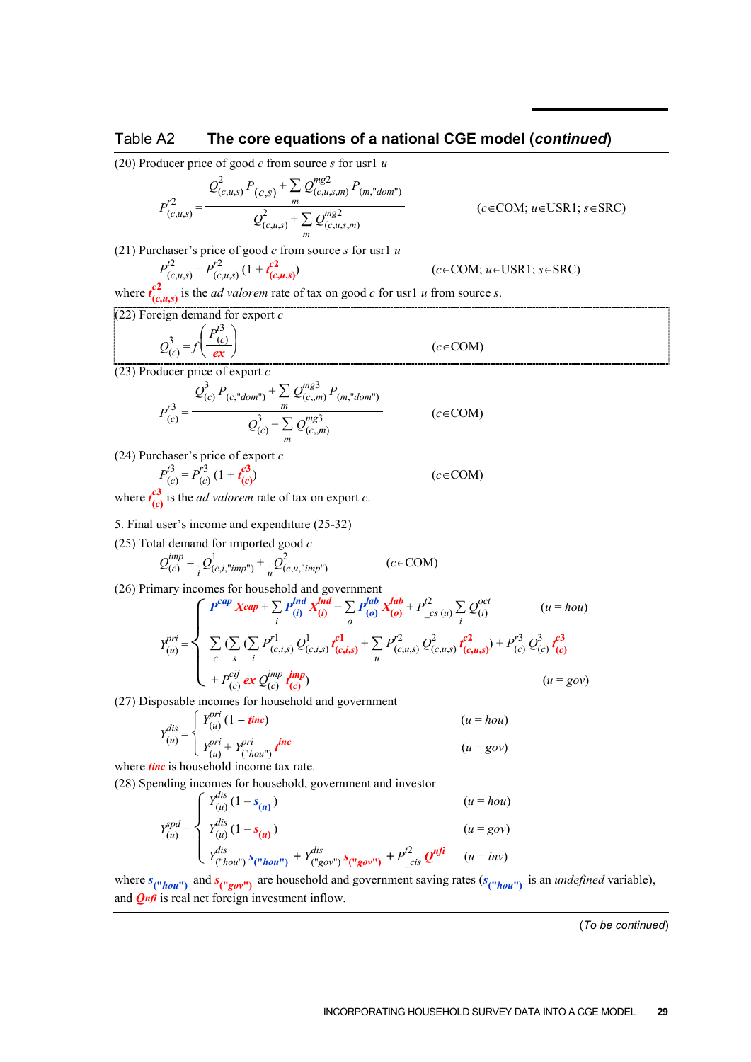## Table A2 The core equations of a national CGE model (*continued*)

(20) Producer price of good $c$ from source $s$ for usr1 $u$

$$P^{r2}_{(c,u,s)} = \frac{Q^{2}_{(c,u,s)} P_{(c,s)} + \sum_{m} Q^{mg2}_{(c,u,s,m)} P_{(m,\text{"dom"})}}{Q^{2}_{(c,u,s)} + \sum_{m} Q^{mg2}_{(c,u,s,m)}} \qquad (c \in \text{COM};\ u \in \text{USR1};\ s \in \text{SRC})$$

(21) Purchaser's price of good $c$ from source $s$ for usr1 $u$

$$P^{f2}_{(c,u,s)} = P^{r2}_{(c,u,s)} \left(1 + t^{c2}_{(c,u,s)}\right) \qquad (c \in \text{COM};\ u \in \text{USR1};\ s \in \text{SRC})$$

where $t^{c2}_{(c,u,s)}$ is the *ad valorem* rate of tax on good $c$ for usr1 $u$ from source $s$.

(22) Foreign demand for export $c$

$$Q^{3}_{(c)} = f\left(\frac{P^{f3}_{(c)}}{ex}\right) \qquad (c \in \text{COM})$$

(23) Producer price of export $c$

$$P^{r3}_{(c)} = \frac{Q^{3}_{(c)} P_{(c,\text{"dom"})} + \sum_{m} Q^{mg3}_{(c,m)} P_{(m,\text{"dom"})}}{Q^{3}_{(c)} + \sum_{m} Q^{mg3}_{(c,m)}} \qquad (c \in \text{COM})$$

(24) Purchaser's price of export $c$

$$P^{f3}_{(c)} = P^{r3}_{(c)} \left(1 + t^{c3}_{(c)}\right) \qquad (c \in \text{COM})$$

where $t^{c3}_{(c)}$ is the *ad valorem* rate of tax on export $c$.

5. Final user's income and expenditure (25-32)

(25) Total demand for imported good $c$

$$Q^{imp}_{(c)} = \sum_{i} Q^{1}_{(c,i,\text{"imp"})} + \sum_{u} Q^{2}_{(c,u,\text{"imp"})} \qquad (c \in \text{COM})$$

(26) Primary incomes for household and government

$$Y^{pri}_{(u)} = \begin{cases} P^{cap} X^{cap} + \sum_{i} P^{lnd}_{(i)} X^{lnd}_{(i)} + \sum_{o} P^{lab}_{(o)} X^{lab}_{(o)} + P^{f2}_{\_cs}(u) \sum_{i} Q^{oct}_{(i)} & (u = hou) \\ \sum_{c} \left( \sum_{s} \left( \sum_{i} P^{r1}_{(c,i,s)} Q^{1}_{(c,i,s)} t^{c1}_{(c,i,s)} + \sum_{u} P^{r2}_{(c,u,s)} Q^{2}_{(c,u,s)} t^{c2}_{(c,u,s)} \right) + P^{r3}_{(c)} Q^{3}_{(c)} t^{c3}_{(c)} \right. & \\ \left. + P^{cif}_{(c)}\, ex\, Q^{imp}_{(c)} t^{imp}_{(c)} \right) & (u = gov) \end{cases}$$

(27) Disposable incomes for household and government

$$Y^{dis}_{(u)} = \begin{cases} Y^{pri}_{(u)} (1 - tinc) & (u = hou) \\ Y^{pri}_{(u)} + Y^{pri}_{(\text{"hou"})} t^{inc} & (u = gov) \end{cases}$$

where $tinc$ is household income tax rate.

(28) Spending incomes for household, government and investor

$$Y^{spd}_{(u)} = \begin{cases} Y^{dis}_{(u)} (1 - s_{(u)}) & (u = hou) \\ Y^{dis}_{(u)} (1 - s_{(u)}) & (u = gov) \\ Y^{dis}_{(\text{"hou"})} s_{(\text{"hou"})} + Y^{dis}_{(\text{"gov"})} s_{(\text{"gov"})} + P^{f2}_{\_cis} Q^{nfi} & (u = inv) \end{cases}$$

where $s_{(\text{"hou"})}$ and $s_{(\text{"gov"})}$ are household and government saving rates ($s_{(\text{"hou"})}$ is an *undefined* variable), and $Qnfi$ is real net foreign investment inflow.

(*To be continued*)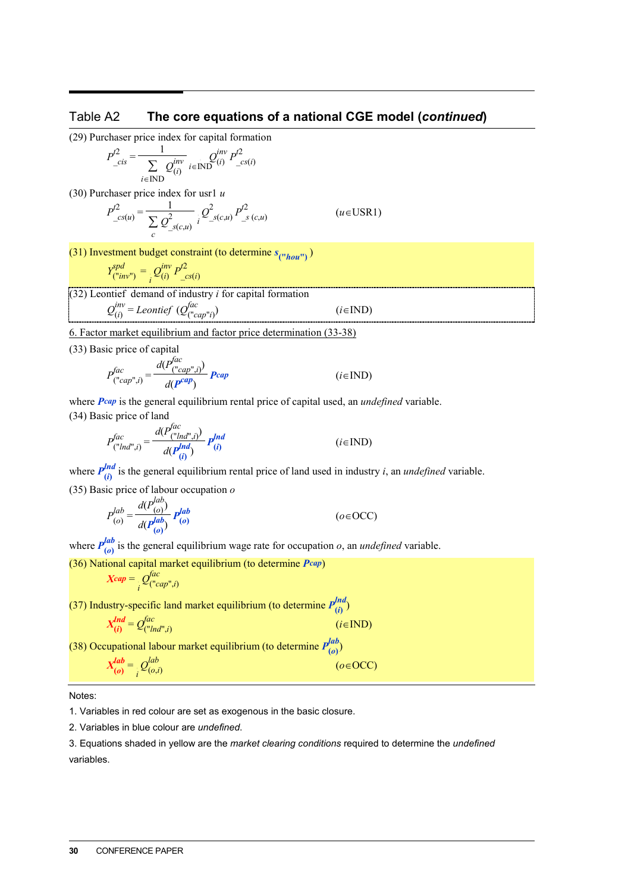## Table A2 The core equations of a national CGE model (*continued*)

(29) Purchaser price index for capital formation

$$P^{f2}_{\_cis} = \frac{1}{\sum_{i \in \text{IND}} Q^{inv}_{(i)}} \sum_{i \in \text{IND}} Q^{inv}_{(i)} P^{f2}_{\_cs(i)}$$

(30) Purchaser price index for usr1 $u$

$$P^{f2}_{\_cs(u)} = \frac{1}{\sum_{c} Q^{2}_{\_s(c,u)}} \sum_{i} Q^{2}_{\_s(c,u)} P^{f2}_{\_s\,(c,u)} \qquad (u \in \text{USR1})$$

(31) Investment budget constraint (to determine $s_{(\text{"hou"})}$)

$$Y^{spd}_{(\text{"inv"})} = \sum_{i} Q^{inv}_{(i)} P^{f2}_{\_cs(i)}$$

(32) Leontief demand of industry $i$ for capital formation

$$Q^{inv}_{(i)} = Leontief\ (Q^{fac}_{(\text{"cap"}i)}) \qquad (i \in \text{IND})$$

6. Factor market equilibrium and factor price determination (33-38)

(33) Basic price of capital

$$P^{fac}_{(\text{"cap"},i)} = \frac{d(P^{fac}_{(\text{"cap"},i)})}{d(P^{cap})} Pcap \qquad (i \in \text{IND})$$

where $Pcap$ is the general equilibrium rental price of capital used, an *undefined* variable.

(34) Basic price of land

$$P^{fac}_{(\text{"lnd"},i)} = \frac{d(P^{fac}_{(\text{"lnd"},i)})}{d(P^{lnd}_{(i)})} P^{lnd}_{(i)} \qquad (i \in \text{IND})$$

where $P^{lnd}_{(i)}$ is the general equilibrium rental price of land used in industry $i$, an *undefined* variable.

(35) Basic price of labour occupation $o$

$$P^{lab}_{(o)} = \frac{d(P^{lab}_{(o)})}{d(P^{lab}_{(o)})} P^{lab}_{(o)} \qquad (o \in \text{OCC})$$

where $P^{lab}_{(o)}$ is the general equilibrium wage rate for occupation $o$, an *undefined* variable.

(36) National capital market equilibrium (to determine $Pcap$)

$$Xcap = \sum_{i} Q^{fac}_{(\text{"cap"},i)}$$

(37) Industry-specific land market equilibrium (to determine $P^{lnd}_{(i)}$)

$$X^{lnd}_{(i)} = Q^{fac}_{(\text{"lnd"},i)} \qquad (i \in \text{IND})$$

(38) Occupational labour market equilibrium (to determine $P^{lab}_{(o)}$)

$$X^{lab}_{(o)} = \sum_{i} Q^{lab}_{(o,i)} \qquad (o \in \text{OCC})$$

Notes:

1. Variables in red colour are set as exogenous in the basic closure.
2. Variables in blue colour are *undefined*.
3. Equations shaded in yellow are the *market clearing conditions* required to determine the *undefined* variables.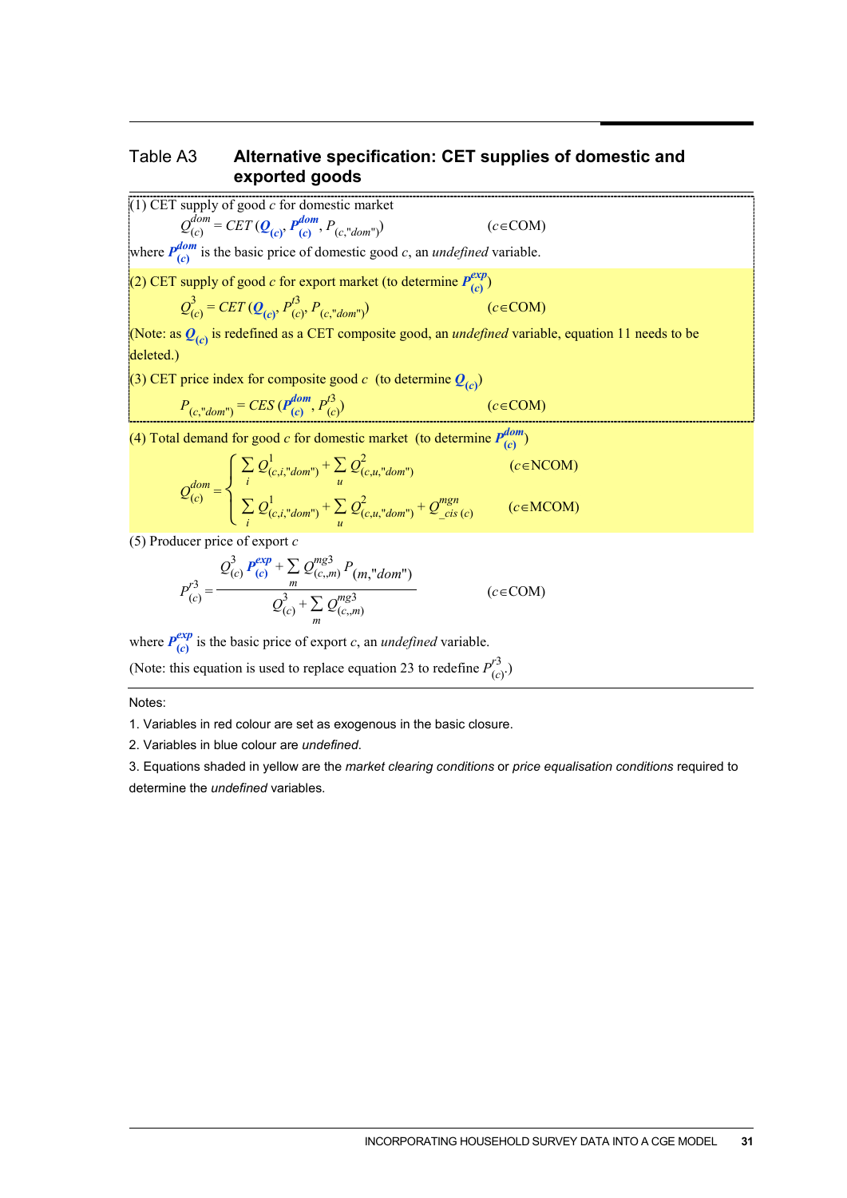Table A3 **Alternative specification: CET supplies of domestic and exported goods**

(1) CET supply of good $c$ for domestic market

$$Q^{dom}_{(c)} = CET\,(\boldsymbol{Q}_{(c)}, \boldsymbol{P}^{dom}_{(c)}, P_{(c,"dom")}) \qquad (c \in \text{COM})$$

where $\boldsymbol{P}^{dom}_{(c)}$ is the basic price of domestic good $c$, an *undefined* variable.

(2) CET supply of good $c$ for export market (to determine $\boldsymbol{P}^{exp}_{(c)}$)

$$Q^{3}_{(c)} = CET\,(\boldsymbol{Q}_{(c)}, P^{f3}_{(c)}, P_{(c,"dom")}) \qquad (c \in \text{COM})$$

(Note: as $\boldsymbol{Q}_{(c)}$ is redefined as a CET composite good, an *undefined* variable, equation 11 needs to be deleted.)

(3) CET price index for composite good $c$ (to determine $\boldsymbol{Q}_{(c)}$)

$$P_{(c,"dom")} = CES\,(\boldsymbol{P}^{dom}_{(c)}, P^{f3}_{(c)}) \qquad (c \in \text{COM})$$

(4) Total demand for good $c$ for domestic market (to determine $\boldsymbol{P}^{dom}_{(c)}$)

$$Q^{dom}_{(c)} = \begin{cases} \sum_{i} Q^{1}_{(c,i,"dom")} + \sum_{u} Q^{2}_{(c,u,"dom")} & (c \in \text{NCOM}) \\ \sum_{i} Q^{1}_{(c,i,"dom")} + \sum_{u} Q^{2}_{(c,u,"dom")} + Q^{mgn}_{\_cis\,(c)} & (c \in \text{MCOM}) \end{cases}$$

(5) Producer price of export $c$

$$P^{f3}_{(c)} = \frac{Q^{3}_{(c)}\,\boldsymbol{P}^{exp}_{(c)} + \sum_{m} Q^{mg3}_{(c,m)}\,P_{(m,"dom")}}{Q^{3}_{(c)} + \sum_{m} Q^{mg3}_{(c,m)}} \qquad (c \in \text{COM})$$

where $\boldsymbol{P}^{exp}_{(c)}$ is the basic price of export $c$, an *undefined* variable.

(Note: this equation is used to replace equation 23 to redefine $P^{f3}_{(c)}$.)

Notes:

1. Variables in red colour are set as exogenous in the basic closure.
2. Variables in blue colour are *undefined*.
3. Equations shaded in yellow are the *market clearing conditions* or *price equalisation conditions* required to determine the *undefined* variables.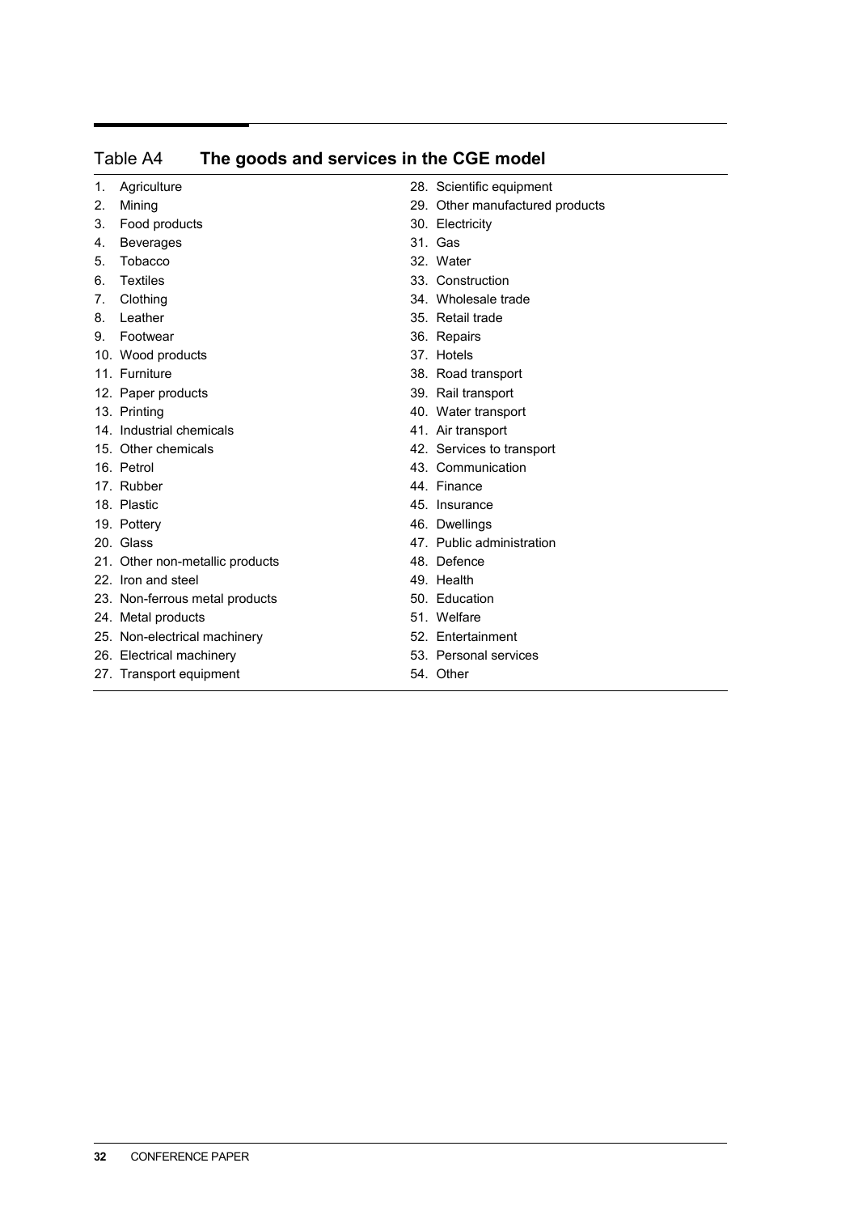Table A4 **The goods and services in the CGE model**

| | |
|---|---|
| 1. Agriculture | 28. Scientific equipment |
| 2. Mining | 29. Other manufactured products |
| 3. Food products | 30. Electricity |
| 4. Beverages | 31. Gas |
| 5. Tobacco | 32. Water |
| 6. Textiles | 33. Construction |
| 7. Clothing | 34. Wholesale trade |
| 8. Leather | 35. Retail trade |
| 9. Footwear | 36. Repairs |
| 10. Wood products | 37. Hotels |
| 11. Furniture | 38. Road transport |
| 12. Paper products | 39. Rail transport |
| 13. Printing | 40. Water transport |
| 14. Industrial chemicals | 41. Air transport |
| 15. Other chemicals | 42. Services to transport |
| 16. Petrol | 43. Communication |
| 17. Rubber | 44. Finance |
| 18. Plastic | 45. Insurance |
| 19. Pottery | 46. Dwellings |
| 20. Glass | 47. Public administration |
| 21. Other non-metallic products | 48. Defence |
| 22. Iron and steel | 49. Health |
| 23. Non-ferrous metal products | 50. Education |
| 24. Metal products | 51. Welfare |
| 25. Non-electrical machinery | 52. Entertainment |
| 26. Electrical machinery | 53. Personal services |
| 27. Transport equipment | 54. Other |